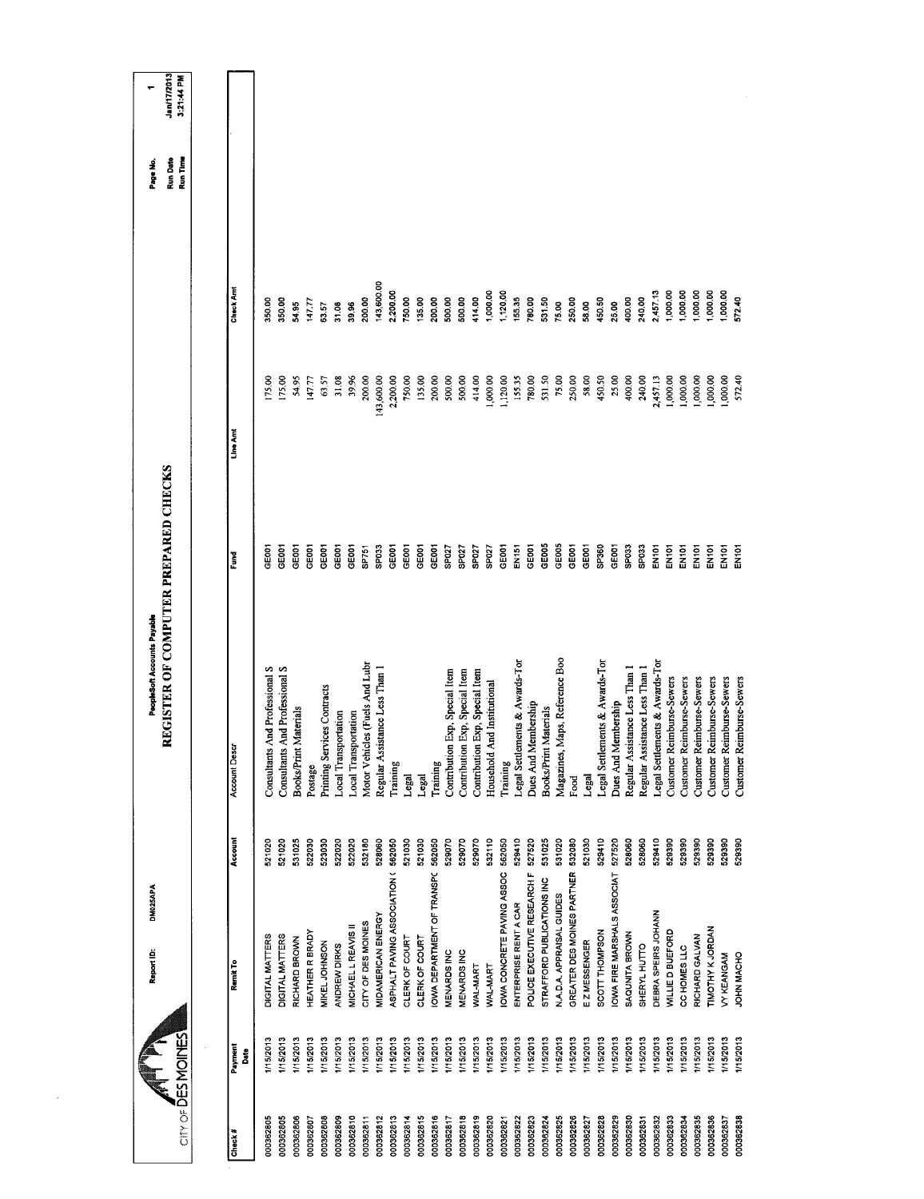CITY OF DES MOINES

Report ID: DM025APA

PeopleSoft Accounts Payable

# REGISTER OF COMPUTER PREPARED CHECKS

Page No. 1
Run Date Jan/17/2013
Run Time 3:21:44 PM

| Check # | Payment Date | Remit To | Account | Account Descr | Fund | Line Amt | Check Amt |
|---|---|---|---|---|---|---|---|
| 000362805 | 1/15/2013 | DIGITAL MATTERS | 521020 | Consultants And Professional S | GE001 | 175.00 | 350.00 |
| 000362805 | 1/15/2013 | DIGITAL MATTERS | 521020 | Consultants And Professional S | GE001 | 175.00 | 350.00 |
| 000362806 | 1/15/2013 | RICHARD BROWN | 531025 | Books/Print Materials | GE001 | 54.95 | 54.95 |
| 000362807 | 1/15/2013 | HEATHER R BRADY | 522030 | Postage | GE001 | 147.77 | 147.77 |
| 000362808 | 1/15/2013 | MIKEL JOHNSON | 523030 | Printing Services Contracts | GE001 | 63.57 | 63.57 |
| 000362809 | 1/15/2013 | ANDREW DIRKS | 522020 | Local Transportation | GE001 | 31.08 | 31.08 |
| 000362810 | 1/15/2013 | MICHAEL L REAVIS II | 522020 | Local Transportation | GE001 | 39.96 | 39.96 |
| 000362811 | 1/15/2013 | CITY OF DES MOINES | 532180 | Motor Vehicles (Fuels And Lubr | SP751 | 200.00 | 200.00 |
| 000362812 | 1/15/2013 | MIDAMERICAN ENERGY | 528060 | Regular Assistance Less Than 1 | SP033 | 143,600.00 | 143,600.00 |
| 000362813 | 1/15/2013 | ASPHALT PAVING ASSOCIATION ( | 562050 | Training | GE001 | 2,200.00 | 2,200.00 |
| 000362814 | 1/15/2013 | CLERK OF COURT | 521030 | Legal | GE001 | 750.00 | 750.00 |
| 000362815 | 1/15/2013 | CLERK OF COURT | 521030 | Legal | GE001 | 135.00 | 135.00 |
| 000362816 | 1/15/2013 | IOWA DEPARTMENT OF TRANSPC | 562050 | Training | GE001 | 200.00 | 200.00 |
| 000362817 | 1/15/2013 | MENARDS INC | 529070 | Contribution Exp, Special Item | SP027 | 500.00 | 500.00 |
| 000362818 | 1/15/2013 | MENARDS INC | 529070 | Contribution Exp, Special Item | SP027 | 500.00 | 500.00 |
| 000362819 | 1/15/2013 | WAL-MART | 529070 | Contribution Exp, Special Item | SP027 | 414.00 | 414.00 |
| 000362820 | 1/15/2013 | WAL-MART | 532110 | Household And Institutional | SP027 | 1,000.00 | 1,000.00 |
| 000362821 | 1/15/2013 | IOWA CONCRETE PAVING ASSOC | 562050 | Training | GE001 | 1,120.00 | 1,120.00 |
| 000362822 | 1/15/2013 | ENTERPRISE RENT A CAR | 529410 | Legal Settlements & Awards-Tor | EN151 | 155.35 | 155.35 |
| 000362823 | 1/15/2013 | POLICE EXECUTIVE RESEARCH F | 527520 | Dues And Membership | GE001 | 780.00 | 780.00 |
| 000362824 | 1/15/2013 | STRAFFORD PUBLICATIONS INC | 531025 | Books/Print Materials | GE005 | 531.50 | 531.50 |
| 000362825 | 1/15/2013 | N.A.D.A. APPRAISAL GUIDES | 531020 | Magazines, Maps, Reference Boo | GE005 | 75.00 | 75.00 |
| 000362826 | 1/15/2013 | GREATER DES MOINES PARTNER | 532080 | Food | GE001 | 250.00 | 250.00 |
| 000362827 | 1/15/2013 | E Z MESSENGER | 521030 | Legal | GE001 | 58.00 | 58.00 |
| 000362828 | 1/15/2013 | SCOTT THOMPSON | 529410 | Legal Settlements & Awards-Tor | SP360 | 450.50 | 450.50 |
| 000362829 | 1/15/2013 | IOWA FIRE MARSHALS ASSOCIAT | 527520 | Dues And Membership | GE001 | 25.00 | 25.00 |
| 000362830 | 1/15/2013 | SAQUNITA BROWN | 528060 | Regular Assistance Less Than 1 | SP033 | 400.00 | 400.00 |
| 000362831 | 1/15/2013 | SHERYL HUTTO | 528060 | Regular Assistance Less Than 1 | SP033 | 240.00 | 240.00 |
| 000362832 | 1/15/2013 | DEBRA SPEIRS JOHANN | 529410 | Legal Settlements & Awards-Tor | EN101 | 2,457.13 | 2,457.13 |
| 000362833 | 1/15/2013 | WILLIE D BUEFORD | 529390 | Customer Reimburse-Sewers | EN101 | 1,000.00 | 1,000.00 |
| 000362834 | 1/15/2013 | CC HOMES LLC | 529390 | Customer Reimburse-Sewers | EN101 | 1,000.00 | 1,000.00 |
| 000362835 | 1/15/2013 | RICHARD GALVAN | 529390 | Customer Reimburse-Sewers | EN101 | 1,000.00 | 1,000.00 |
| 000362836 | 1/15/2013 | TIMOTHY K JORDAN | 529390 | Customer Reimburse-Sewers | EN101 | 1,000.00 | 1,000.00 |
| 000362837 | 1/15/2013 | VY KEANGAM | 529390 | Customer Reimburse-Sewers | EN101 | 1,000.00 | 1,000.00 |
| 000362838 | 1/15/2013 | JOHN MACHO | 529390 | Customer Reimburse-Sewers | EN101 | 572.40 | 572.40 |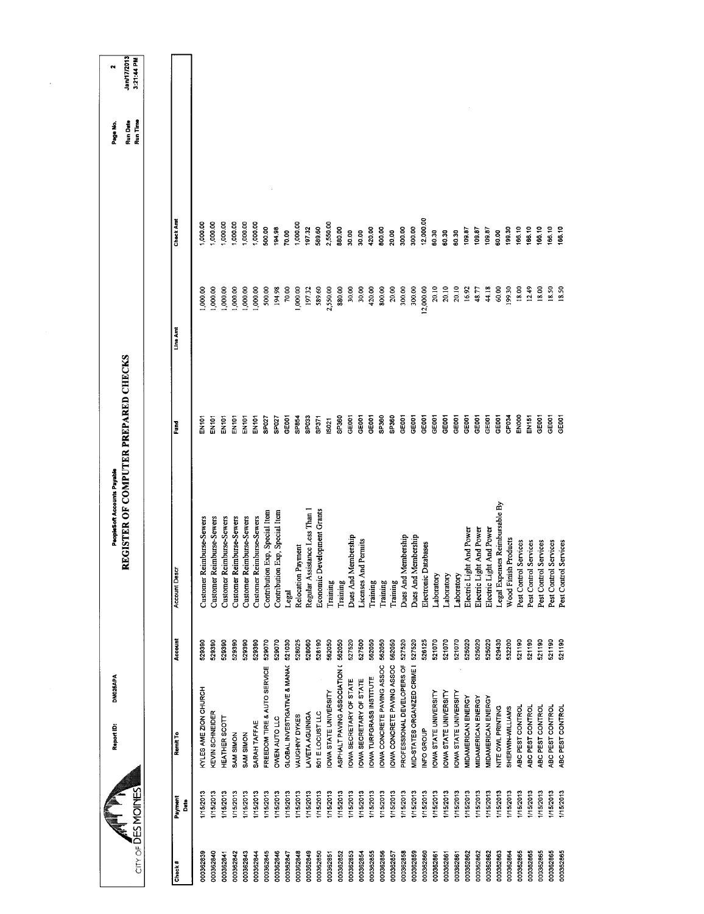PeopleSoft Accounts Payable

# REGISTER OF COMPUTER PREPARED CHECKS

CITY OF DES MOINES

Report ID: DM025APA

Page No. 2
Run Date Jan/17/2013
Run Time 3:21:44 PM

| Check # | Payment Date | Remit To | Account | Account Descr | Fund | Line Amt | Check Amt |
|---|---|---|---|---|---|---|---|
| 000362839 | 1/15/2013 | KYLES AME ZION CHURCH | 529390 | Customer Reimburse-Sewers | EN101 | 1,000.00 | 1,000.00 |
| 000362840 | 1/15/2013 | KEVIN SCHNEIDER | 529390 | Customer Reimburse-Sewers | EN101 | 1,000.00 | 1,000.00 |
| 000362841 | 1/15/2013 | HEATHER SCOTT | 529390 | Customer Reimburse-Sewers | EN101 | 1,000.00 | 1,000.00 |
| 000362842 | 1/15/2013 | SAM SIMON | 529390 | Customer Reimburse-Sewers | EN101 | 1,000.00 | 1,000.00 |
| 000362843 | 1/15/2013 | SAM SIMON | 529390 | Customer Reimburse-Sewers | EN101 | 1,000.00 | 1,000.00 |
| 000362844 | 1/15/2013 | SARAH TAFFAE | 529390 | Customer Reimburse-Sewers | EN101 | 1,000.00 | 1,000.00 |
| 000362845 | 1/15/2013 | FREEDOM TIRE & AUTO SERVICE | 529070 | Contribution Exp, Special Item | SP027 | 500.00 | 500.00 |
| 000362846 | 1/15/2013 | OWEN AUTO LLC | 529070 | Contribution Exp, Special Item | SP027 | 194.98 | 194.98 |
| 000362847 | 1/15/2013 | GLOBAL INVESTIGATIVE & MANAC | 521030 | Legal | GE001 | 70.00 | 70.00 |
| 000362848 | 1/15/2013 | VAUGHNY DYKES | 528025 | Relocation Payment | SP854 | 1,000.00 | 1,000.00 |
| 000362849 | 1/15/2013 | LAVETA AGUINIGA | 528060 | Regular Assistance Less Than 1 | SP033 | 197.32 | 197.32 |
| 000362850 | 1/15/2013 | 601 E LOCUST LLC | 528190 | Economic Development Grants | SP371 | 589.60 | 589.60 |
| 000362851 | 1/15/2013 | IOWA STATE UNIVERSITY | 562050 | Training | IS021 | 2,550.00 | 2,550.00 |
| 000362852 | 1/15/2013 | ASPHALT PAVING ASSOCIATION ( | 562050 | Training | SP360 | 880.00 | 880.00 |
| 000362853 | 1/15/2013 | IOWA SECRETARY OF STATE | 527520 | Dues And Membership | GE001 | 30.00 | 30.00 |
| 000362854 | 1/15/2013 | IOWA SECRETARY OF STATE | 527500 | Licenses And Permits | GE001 | 30.00 | 30.00 |
| 000362855 | 1/15/2013 | IOWA TURFGRASS INSTITUTE | 562050 | Training | GE001 | 420.00 | 420.00 |
| 000362856 | 1/15/2013 | IOWA CONCRETE PAVING ASSOC | 562050 | Training | SP360 | 800.00 | 800.00 |
| 000362857 | 1/15/2013 | IOWA CONCRETE PAVING ASSOC | 562050 | Training | SP360 | 20.00 | 20.00 |
| 000362858 | 1/15/2013 | PROFESSIONAL DEVELOPERS OF | 527520 | Dues And Membership | GE001 | 300.00 | 300.00 |
| 000362859 | 1/15/2013 | MID-STATES ORGANIZED CRIME I | 527520 | Dues And Membership | GE001 | 300.00 | 300.00 |
| 000362860 | 1/15/2013 | INFO GROUP | 526125 | Electronic Databases | GE001 | 12,000.00 | 12,000.00 |
| 000362861 | 1/15/2013 | IOWA STATE UNIVERSITY | 521070 | Laboratory | GE001 | 20.10 | 60.30 |
| 000362861 | 1/15/2013 | IOWA STATE UNIVERSITY | 521070 | Laboratory | GE001 | 20.10 | 60.30 |
| 000362861 | 1/15/2013 | IOWA STATE UNIVERSITY | 521070 | Laboratory | GE001 | 20.10 | 60.30 |
| 000362862 | 1/15/2013 | MIDAMERICAN ENERGY | 525020 | Electric Light And Power | GE001 | 16.92 | 109.87 |
| 000362862 | 1/15/2013 | MIDAMERICAN ENERGY | 525020 | Electric Light And Power | GE001 | 48.77 | 109.87 |
| 000362862 | 1/15/2013 | MIDAMERICAN ENERGY | 525020 | Electric Light And Power | GE001 | 44.18 | 109.87 |
| 000362863 | 1/15/2013 | NITE OWL PRINTING | 529430 | Legal Expenses Reimbursable By | GE001 | 60.00 | 60.00 |
| 000362864 | 1/15/2013 | SHERWIN-WILLIAMS | 532200 | Wood Finish Products | CP034 | 199.30 | 199.30 |
| 000362865 | 1/15/2013 | ABC PEST CONTROL | 521190 | Pest Control Services | EN000 | 18.00 | 166.10 |
| 000362865 | 1/15/2013 | ABC PEST CONTROL | 521190 | Pest Control Services | EN151 | 12.49 | 166.10 |
| 000362865 | 1/15/2013 | ABC PEST CONTROL | 521190 | Pest Control Services | GE001 | 18.00 | 166.10 |
| 000362865 | 1/15/2013 | ABC PEST CONTROL | 521190 | Pest Control Services | GE001 | 18.50 | 166.10 |
| 000362865 | 1/15/2013 | ABC PEST CONTROL | 521190 | Pest Control Services | GE001 | 18.50 | 166.10 |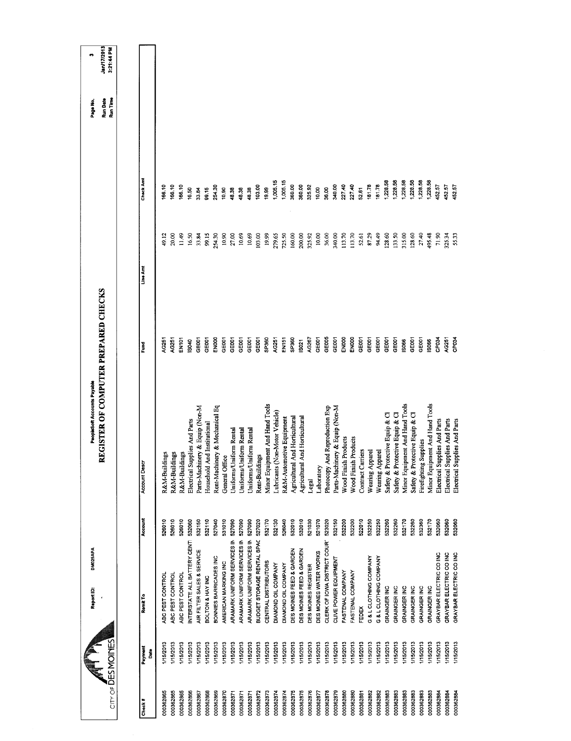PeopleSoft Accounts Payable

# REGISTER OF COMPUTER PREPARED CHECKS

CITY OF DES MOINES

Report ID: DM025APA

Page No. 3
Run Date Jan/17/2013
Run Time 3:21:44 PM

| Check # | Payment Date | Remit To | Account | Account Descr | Fund | Line Amt | Check Amt |
|---|---|---|---|---|---|---|---|
| 000362865 | 1/15/2013 | ABC PEST CONTROL | 526010 | R&M-Buildings | AG251 | 49.12 | 166.10 |
| 000362865 | 1/15/2013 | ABC PEST CONTROL | 526010 | R&M-Buildings | AG251 | 20.00 | 166.10 |
| 000362865 | 1/15/2013 | ABC PEST CONTROL | 526010 | R&M-Buildings | EN101 | 11.49 | 166.10 |
| 000362866 | 1/15/2013 | INTERSTATE ALL BATTERY CENT | 532060 | Electrical Supplies And Parts | IS040 | 16.50 | 16.50 |
| 000362867 | 1/15/2013 | AIR FILTER SALES & SERVICE | 532150 | Parts-Machinery & Equip (Non-M | GE001 | 33.84 | 33.84 |
| 000362868 | 1/15/2013 | BOLTON & HAY INC | 532110 | Household And Institutional | GE001 | 99.15 | 99.15 |
| 000362869 | 1/15/2013 | BONNIES BARRICADES INC | 527040 | Rent-Machinery & Mechanical Eq | EN000 | 254.30 | 254.30 |
| 000362870 | 1/15/2013 | AMERICAN MARKING INC | 531010 | General Office | GE001 | 10.90 | 10.90 |
| 000362871 | 1/15/2013 | ARAMARK UNIFORM SERVICES IN | 527090 | Uniforms/Uniform Rental | GE001 | 27.00 | 48.38 |
| 000362871 | 1/15/2013 | ARAMARK UNIFORM SERVICES IN | 527090 | Uniforms/Uniform Rental | GE001 | 10.69 | 48.38 |
| 000362871 | 1/15/2013 | ARAMARK UNIFORM SERVICES IN | 527090 | Uniforms/Uniform Rental | GE001 | 10.69 | 48.38 |
| 000362872 | 1/15/2013 | BUDGET STORAGE RENTAL SPAC | 527020 | Rent-Buildings | GE001 | 103.00 | 103.00 |
| 000362873 | 1/15/2013 | CENTRAL DISTRIBUTORS | 532170 | Minor Equipment And Hand Tools | SP360 | 19.99 | 19.99 |
| 000362874 | 1/15/2013 | DIAMOND OIL COMPANY | 532130 | Lubricants (Non-Motor Vehicle) | AG251 | 279.65 | 1,005.15 |
| 000362874 | 1/15/2013 | DIAMOND OIL COMPANY | 526040 | R&M-Automotive Equipment | EN151 | 725.50 | 1,005.15 |
| 000362875 | 1/15/2013 | DES MOINES FEED & GARDEN | 532010 | Agricultural And Horticultural | SP360 | 160.00 | 360.00 |
| 000362875 | 1/15/2013 | DES MOINES FEED & GARDEN | 532010 | Agricultural And Horticultural | IS021 | 200.00 | 360.00 |
| 000362876 | 1/15/2013 | DES MOINES REGISTER | 521030 | Legal | AG267 | 325.92 | 325.92 |
| 000362877 | 1/15/2013 | DES MOINES WATER WORKS | 521070 | Laboratory | GE001 | 10.00 | 10.00 |
| 000362878 | 1/15/2013 | CLERK OF IOWA DISTRICT COUR' | 523020 | Photocopy And Reproduction Exp | GE005 | 36.00 | 36.00 |
| 000362879 | 1/15/2013 | CLIVE POWER EQUIPMENT | 532150 | Parts-Machinery & Equip (Non-M | GE001 | 340.00 | 340.00 |
| 000362880 | 1/15/2013 | FASTENAL COMPANY | 532200 | Wood Finish Products | EN000 | 113.70 | 227.40 |
| 000362880 | 1/15/2013 | FASTENAL COMPANY | 532200 | Wood Finish Products | EN000 | 113.70 | 227.40 |
| 000362881 | 1/15/2013 | FEDEX | 522010 | Contract Carriers | GE001 | 52.61 | 52.61 |
| 000362882 | 1/15/2013 | G & L CLOTHING COMPANY | 532250 | Wearing Apparel | GE001 | 87.29 | 181.78 |
| 000362882 | 1/15/2013 | G & L CLOTHING COMPANY | 532250 | Wearing Apparel | GE001 | 94.49 | 181.78 |
| 000362883 | 1/15/2013 | GRAINGER INC | 532260 | Safety & Protective Equip & Cl | GE001 | 128.60 | 1,228.58 |
| 000362883 | 1/15/2013 | GRAINGER INC | 532260 | Safety & Protective Equip & Cl | GE001 | 133.50 | 1,228.58 |
| 000362883 | 1/15/2013 | GRAINGER INC | 532170 | Minor Equipment And Hand Tools | IS066 | 315.00 | 1,228.58 |
| 000362883 | 1/15/2013 | GRAINGER INC | 532260 | Safety & Protective Equip & Cl | GE001 | 128.60 | 1,228.58 |
| 000362883 | 1/15/2013 | GRAINGER INC | 532360 | Firefighting Supplies | GE001 | 27.40 | 1,228.58 |
| 000362883 | 1/15/2013 | GRAINGER INC | 532170 | Minor Equipment And Hand Tools | IS066 | 495.48 | 1,228.58 |
| 000362884 | 1/15/2013 | GRAYBAR ELECTRIC CO INC | 532060 | Electrical Supplies And Parts | CP034 | 71.90 | 452.57 |
| 000362884 | 1/15/2013 | GRAYBAR ELECTRIC CO INC | 532060 | Electrical Supplies And Parts | AG251 | 325.34 | 452.57 |
| 000362884 | 1/15/2013 | GRAYBAR ELECTRIC CO INC | 532060 | Electrical Supplies And Parts | CP034 | 55.33 | 452.57 |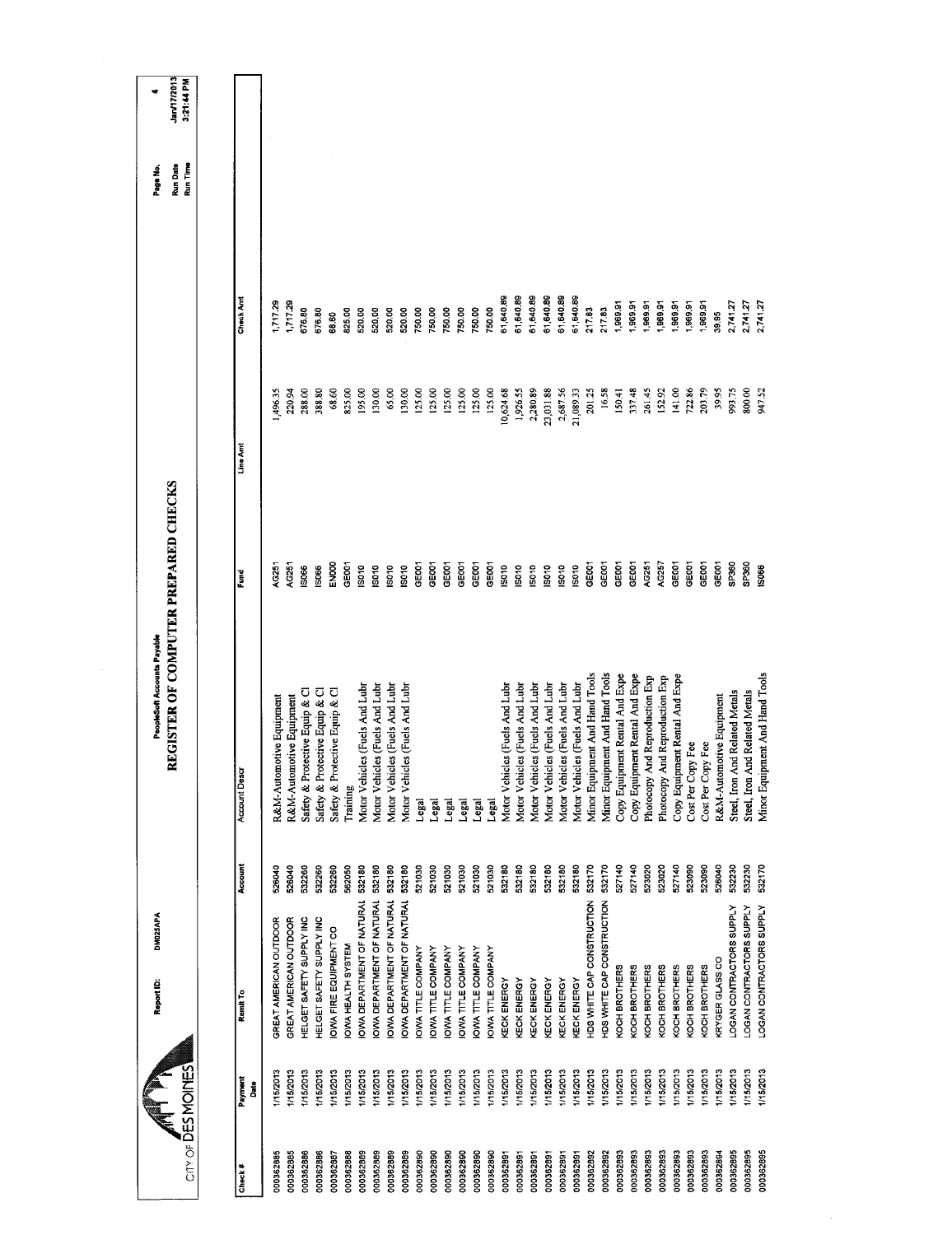CITY OF DES MOINES

Report ID: DM025APA

PeopleSoft Accounts Payable

# REGISTER OF COMPUTER PREPARED CHECKS

Page No. 4
Run Date Jan/17/2013
Run Time 3:21:44 PM

| Check # | Payment Date | Remit To | Account | Account Descr | Fund | Line Amt | Check Amt |
|---|---|---|---|---|---|---|---|
| 000362885 | 1/15/2013 | GREAT AMERICAN OUTDOOR | 526040 | R&M-Automotive Equipment | AG251 | 1,496.35 | 1,717.29 |
| 000362885 | 1/15/2013 | GREAT AMERICAN OUTDOOR | 526040 | R&M-Automotive Equipment | AG251 | 220.94 | 1,717.29 |
| 000362886 | 1/15/2013 | HELGET SAFETY SUPPLY INC | 532260 | Safety & Protective Equip & Cl | IS066 | 288.00 | 676.80 |
| 000362886 | 1/15/2013 | HELGET SAFETY SUPPLY INC | 532260 | Safety & Protective Equip & Cl | IS066 | 388.80 | 676.80 |
| 000362887 | 1/15/2013 | IOWA FIRE EQUIPMENT CO | 532260 | Safety & Protective Equip & Cl | EN000 | 68.60 | 68.60 |
| 000362888 | 1/15/2013 | IOWA HEALTH SYSTEM | 562050 | Training | GE001 | 825.00 | 825.00 |
| 000362889 | 1/15/2013 | IOWA DEPARTMENT OF NATURAL | 532180 | Motor Vehicles (Fuels And Lubr | IS010 | 195.00 | 520.00 |
| 000362889 | 1/15/2013 | IOWA DEPARTMENT OF NATURAL | 532180 | Motor Vehicles (Fuels And Lubr | IS010 | 130.00 | 520.00 |
| 000362889 | 1/15/2013 | IOWA DEPARTMENT OF NATURAL | 532180 | Motor Vehicles (Fuels And Lubr | IS010 | 65.00 | 520.00 |
| 000362889 | 1/15/2013 | IOWA DEPARTMENT OF NATURAL | 532180 | Motor Vehicles (Fuels And Lubr | IS010 | 130.00 | 520.00 |
| 000362890 | 1/15/2013 | IOWA TITLE COMPANY | 521030 | Legal | GE001 | 125.00 | 750.00 |
| 000362890 | 1/15/2013 | IOWA TITLE COMPANY | 521030 | Legal | GE001 | 125.00 | 750.00 |
| 000362890 | 1/15/2013 | IOWA TITLE COMPANY | 521030 | Legal | GE001 | 125.00 | 750.00 |
| 000362890 | 1/15/2013 | IOWA TITLE COMPANY | 521030 | Legal | GE001 | 125.00 | 750.00 |
| 000362890 | 1/15/2013 | IOWA TITLE COMPANY | 521030 | Legal | GE001 | 125.00 | 750.00 |
| 000362890 | 1/15/2013 | IOWA TITLE COMPANY | 521030 | Legal | GE001 | 125.00 | 750.00 |
| 000362891 | 1/15/2013 | KECK ENERGY | 532180 | Motor Vehicles (Fuels And Lubr | IS010 | 10,624.68 | 61,640.89 |
| 000362891 | 1/15/2013 | KECK ENERGY | 532180 | Motor Vehicles (Fuels And Lubr | IS010 | 1,926.55 | 61,640.89 |
| 000362891 | 1/15/2013 | KECK ENERGY | 532180 | Motor Vehicles (Fuels And Lubr | IS010 | 2,280.89 | 61,640.89 |
| 000362891 | 1/15/2013 | KECK ENERGY | 532180 | Motor Vehicles (Fuels And Lubr | IS010 | 23,031.88 | 61,640.89 |
| 000362891 | 1/15/2013 | KECK ENERGY | 532180 | Motor Vehicles (Fuels And Lubr | IS010 | 2,687.56 | 61,640.89 |
| 000362891 | 1/15/2013 | KECK ENERGY | 532180 | Motor Vehicles (Fuels And Lubr | IS010 | 21,089.33 | 61,640.89 |
| 000362892 | 1/15/2013 | HDS WHITE CAP CONSTRUCTION | 532170 | Minor Equipment And Hand Tools | GE001 | 201.25 | 217.83 |
| 000362892 | 1/15/2013 | HDS WHITE CAP CONSTRUCTION | 532170 | Minor Equipment And Hand Tools | GE001 | 16.58 | 217.83 |
| 000362893 | 1/15/2013 | KOCH BROTHERS | 527140 | Copy Equipment Rental And Expe | GE001 | 150.41 | 1,969.91 |
| 000362893 | 1/15/2013 | KOCH BROTHERS | 527140 | Copy Equipment Rental And Expe | GE001 | 337.48 | 1,969.91 |
| 000362893 | 1/15/2013 | KOCH BROTHERS | 523020 | Photocopy And Reproduction Exp | AG261 | 261.45 | 1,969.91 |
| 000362893 | 1/15/2013 | KOCH BROTHERS | 523020 | Photocopy And Reproduction Exp | AG257 | 152.92 | 1,969.91 |
| 000362893 | 1/15/2013 | KOCH BROTHERS | 527140 | Copy Equipment Rental And Expe | GE001 | 141.00 | 1,969.91 |
| 000362893 | 1/15/2013 | KOCH BROTHERS | 523090 | Cost Per Copy Fee | GE001 | 722.86 | 1,969.91 |
| 000362893 | 1/15/2013 | KOCH BROTHERS | 523090 | Cost Per Copy Fee | GE001 | 203.79 | 1,969.91 |
| 000362894 | 1/15/2013 | KRYGER GLASS CO | 526040 | R&M-Automotive Equipment | GE001 | 39.95 | 39.95 |
| 000362895 | 1/15/2013 | LOGAN CONTRACTORS SUPPLY | 532230 | Steel, Iron And Related Metals | SP360 | 993.75 | 2,741.27 |
| 000362895 | 1/15/2013 | LOGAN CONTRACTORS SUPPLY | 532230 | Steel, Iron And Related Metals | SP360 | 800.00 | 2,741.27 |
| 000362895 | 1/15/2013 | LOGAN CONTRACTORS SUPPLY | 532170 | Minor Equipment And Hand Tools | IS066 | 947.52 | 2,741.27 |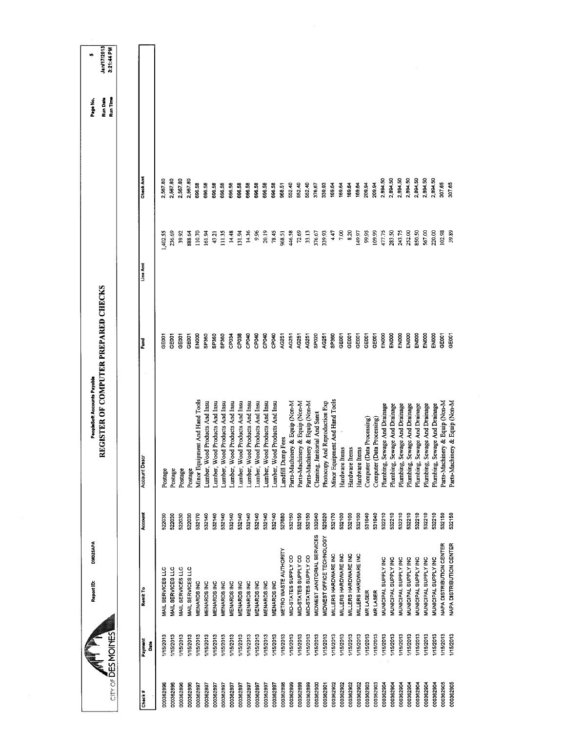CITY OF DES MOINES

Report ID: DM025APA

PeopleSoft Accounts Payable

# REGISTER OF COMPUTER PREPARED CHECKS

Page No. 5
Run Date Jan/17/2013
Run Time 3:21:44 PM

| Check # | Payment Date | Remit To | Account | Account Descr | Fund | Line Amt | Check Amt |
|---|---|---|---|---|---|---|---|
| 000362896 | 1/15/2013 | MAIL SERVICES LLC | 522030 | Postage | GE001 | 1,402.55 | 2,567.80 |
| 000362896 | 1/15/2013 | MAIL SERVICES LLC | 522030 | Postage | GE001 | 236.69 | 2,567.80 |
| 000362896 | 1/15/2013 | MAIL SERVICES LLC | 522030 | Postage | GE001 | 39.92 | 2,567.80 |
| 000362896 | 1/15/2013 | MAIL SERVICES LLC | 522030 | Postage | GE001 | 888.64 | 2,567.80 |
| 000362897 | 1/15/2013 | MENARDS INC | 532170 | Minor Equipment And Hand Tools | EN000 | 110.70 | 696.58 |
| 000362897 | 1/15/2013 | MENARDS INC | 532140 | Lumber, Wood Products And Insu | SP360 | 161.94 | 696.58 |
| 000362897 | 1/15/2013 | MENARDS INC | 532140 | Lumber, Wood Products And Insu | SP360 | 43.21 | 696.58 |
| 000362897 | 1/15/2013 | MENARDS INC | 532140 | Lumber, Wood Products And Insu | SP360 | 111.35 | 696.58 |
| 000362897 | 1/15/2013 | MENARDS INC | 532140 | Lumber, Wood Products And Insu | CP034 | 14.48 | 696.58 |
| 000362897 | 1/15/2013 | MENARDS INC | 532140 | Lumber, Wood Products And Insu | CP038 | 131.94 | 696.58 |
| 000362897 | 1/15/2013 | MENARDS INC | 532140 | Lumber, Wood Products And Insu | CP040 | 14.36 | 696.58 |
| 000362897 | 1/15/2013 | MENARDS INC | 532140 | Lumber, Wood Products And Insu | CP040 | 9.96 | 696.58 |
| 000362897 | 1/15/2013 | MENARDS INC | 532140 | Lumber, Wood Products And Insu | CP040 | 20.19 | 696.58 |
| 000362897 | 1/15/2013 | MENARDS INC | 532140 | Lumber, Wood Products And Insu | CP040 | 78.45 | 696.58 |
| 000362898 | 1/15/2013 | METRO WASTE AUTHORITY | 527680 | Landfill Dump Fees | AG251 | 968.51 | 968.51 |
| 000362899 | 1/15/2013 | MID-STATES SUPPLY CO | 532150 | Parts-Machinery & Equip (Non-M | AG251 | 446.58 | 552.40 |
| 000362899 | 1/15/2013 | MID-STATES SUPPLY CO | 532150 | Parts-Machinery & Equip (Non-M | AG251 | 72.69 | 552.40 |
| 000362899 | 1/15/2013 | MID-STATES SUPPLY CO | 532150 | Parts-Machinery & Equip (Non-M | AG251 | 33.13 | 552.40 |
| 000362900 | 1/15/2013 | MIDWEST JANITORIAL SERVICES | 532040 | Cleaning, Janitorial And Sanit | SP020 | 376.67 | 376.67 |
| 000362901 | 1/15/2013 | MIDWEST OFFICE TECHNOLOGY | 523020 | Photocopy And Reproduction Exp | AG251 | 339.93 | 339.93 |
| 000362902 | 1/15/2013 | MILLERS HARDWARE INC | 532170 | Minor Equipment And Hand Tools | SP360 | 4.47 | 169.64 |
| 000362902 | 1/15/2013 | MILLERS HARDWARE INC | 532100 | Hardware Items | GE001 | 7.00 | 169.64 |
| 000362902 | 1/15/2013 | MILLERS HARDWARE INC | 532100 | Hardware Items | GE001 | 8.20 | 169.64 |
| 000362902 | 1/15/2013 | MILLERS HARDWARE INC | 532100 | Hardware Items | GE001 | 149.97 | 169.64 |
| 000362903 | 1/15/2013 | MR LASER | 531040 | Computer (Data Processing) | GE001 | 99.95 | 209.94 |
| 000362903 | 1/15/2013 | MR LASER | 531040 | Computer (Data Processing) | GE001 | 109.99 | 209.94 |
| 000362904 | 1/15/2013 | MUNICIPAL SUPPLY INC | 532210 | Plumbing, Sewage And Drainage | EN000 | 477.75 | 2,894.50 |
| 000362904 | 1/15/2013 | MUNICIPAL SUPPLY INC | 532210 | Plumbing, Sewage And Drainage | EN000 | 283.50 | 2,894.50 |
| 000362904 | 1/15/2013 | MUNICIPAL SUPPLY INC | 532210 | Plumbing, Sewage And Drainage | EN000 | 243.75 | 2,894.50 |
| 000362904 | 1/15/2013 | MUNICIPAL SUPPLY INC | 532210 | Plumbing, Sewage And Drainage | EN000 | 252.00 | 2,894.50 |
| 000362904 | 1/15/2013 | MUNICIPAL SUPPLY INC | 532210 | Plumbing, Sewage And Drainage | EN000 | 850.50 | 2,894.50 |
| 000362904 | 1/15/2013 | MUNICIPAL SUPPLY INC | 532210 | Plumbing, Sewage And Drainage | EN000 | 567.00 | 2,894.50 |
| 000362904 | 1/15/2013 | MUNICIPAL SUPPLY INC | 532210 | Plumbing, Sewage And Drainage | EN000 | 220.00 | 2,894.50 |
| 000362905 | 1/15/2013 | NAPA DISTRIBUTION CENTER | 532150 | Parts-Machinery & Equip (Non-M | GE001 | 102.98 | 307.65 |
| 000362905 | 1/15/2013 | NAPA DISTRIBUTION CENTER | 532150 | Parts-Machinery & Equip (Non-M | GE001 | 39.89 | 307.65 |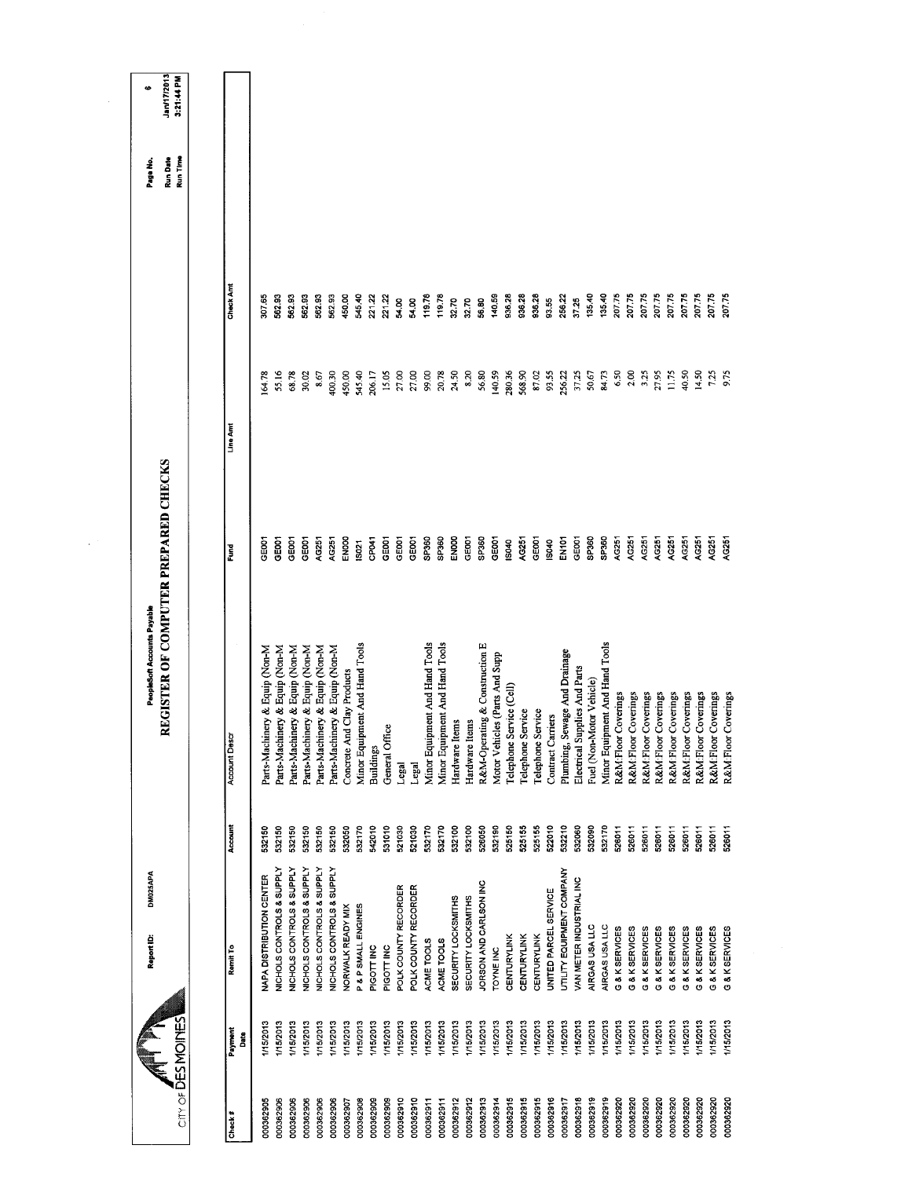CITY OF DES MOINES

Report ID: DM025APA

PeopleSoft Accounts Payable

# REGISTER OF COMPUTER PREPARED CHECKS

Page No. 6
Run Date Jan/17/2013
Run Time 3:21:44 PM

| Check # | Payment Date | Remit To | Account | Account Descr | Fund | Line Amt | Check Amt |
|---|---|---|---|---|---|---|---|
| 000362905 | 1/15/2013 | NAPA DISTRIBUTION CENTER | 532150 | Parts-Machinery & Equip (Non-M | GE001 | 164.78 | 307.65 |
| 000362906 | 1/15/2013 | NICHOLS CONTROLS & SUPPLY | 532150 | Parts-Machinery & Equip (Non-M | GE001 | 55.16 | 562.93 |
| 000362906 | 1/15/2013 | NICHOLS CONTROLS & SUPPLY | 532150 | Parts-Machinery & Equip (Non-M | GE001 | 68.78 | 562.93 |
| 000362906 | 1/15/2013 | NICHOLS CONTROLS & SUPPLY | 532150 | Parts-Machinery & Equip (Non-M | GE001 | 30.02 | 562.93 |
| 000362906 | 1/15/2013 | NICHOLS CONTROLS & SUPPLY | 532150 | Parts-Machinery & Equip (Non-M | AG251 | 8.67 | 562.93 |
| 000362906 | 1/15/2013 | NICHOLS CONTROLS & SUPPLY | 532150 | Parts-Machinery & Equip (Non-M | AG251 | 400.30 | 562.93 |
| 000362907 | 1/15/2013 | NORWALK READY MIX | 532050 | Concrete And Clay Products | EN000 | 450.00 | 450.00 |
| 000362908 | 1/15/2013 | P & P SMALL ENGINES | 532170 | Minor Equipment And Hand Tools | IS021 | 545.40 | 545.40 |
| 000362909 | 1/15/2013 | PIGOTT INC | 542010 | Buildings | CP041 | 206.17 | 221.22 |
| 000362909 | 1/15/2013 | PIGOTT INC | 531010 | General Office | GE001 | 15.05 | 221.22 |
| 000362910 | 1/15/2013 | POLK COUNTY RECORDER | 521030 | Legal | GE001 | 27.00 | 54.00 |
| 000362910 | 1/15/2013 | POLK COUNTY RECORDER | 521030 | Legal | GE001 | 27.00 | 54.00 |
| 000362911 | 1/15/2013 | ACME TOOLS | 532170 | Minor Equipment And Hand Tools | SP360 | 99.00 | 119.78 |
| 000362911 | 1/15/2013 | ACME TOOLS | 532170 | Minor Equipment And Hand Tools | SP360 | 20.78 | 119.78 |
| 000362912 | 1/15/2013 | SECURITY LOCKSMITHS | 532100 | Hardware Items | EN000 | 24.50 | 32.70 |
| 000362912 | 1/15/2013 | SECURITY LOCKSMITHS | 532100 | Hardware Items | GE001 | 8.20 | 32.70 |
| 000362913 | 1/15/2013 | JORSON AND CARLSON INC | 526050 | R&M-Operating & Construction E | SP360 | 56.80 | 56.80 |
| 000362914 | 1/15/2013 | TOYNE INC | 532190 | Motor Vehicles (Parts And Supp | GE001 | 140.59 | 140.59 |
| 000362915 | 1/15/2013 | CENTURYLINK | 525150 | Telephone Service (Cell) | IS040 | 280.36 | 936.28 |
| 000362915 | 1/15/2013 | CENTURYLINK | 525155 | Telephone Service | AG251 | 568.90 | 936.28 |
| 000362915 | 1/15/2013 | CENTURYLINK | 525155 | Telephone Service | GE001 | 87.02 | 936.28 |
| 000362916 | 1/15/2013 | UNITED PARCEL SERVICE | 522010 | Contract Carriers | IS040 | 93.55 | 93.55 |
| 000362917 | 1/15/2013 | UTILITY EQUIPMENT COMPANY | 532210 | Plumbing, Sewage And Drainage | EN101 | 256.22 | 256.22 |
| 000362918 | 1/15/2013 | VAN METER INDUSTRIAL INC | 532060 | Electrical Supplies And Parts | GE001 | 37.25 | 37.25 |
| 000362919 | 1/15/2013 | AIRGAS USA LLC | 532090 | Fuel (Non-Motor Vehicle) | SP360 | 50.67 | 135.40 |
| 000362919 | 1/15/2013 | AIRGAS USA LLC | 532170 | Minor Equipment And Hand Tools | SP360 | 84.73 | 135.40 |
| 000362920 | 1/15/2013 | G & K SERVICES | 526011 | R&M Floor Coverings | AG251 | 6.50 | 207.75 |
| 000362920 | 1/15/2013 | G & K SERVICES | 526011 | R&M Floor Coverings | AG251 | 2.00 | 207.75 |
| 000362920 | 1/15/2013 | G & K SERVICES | 526011 | R&M Floor Coverings | AG251 | 3.25 | 207.75 |
| 000362920 | 1/15/2013 | G & K SERVICES | 526011 | R&M Floor Coverings | AG251 | 27.95 | 207.75 |
| 000362920 | 1/15/2013 | G & K SERVICES | 526011 | R&M Floor Coverings | AG251 | 11.75 | 207.75 |
| 000362920 | 1/15/2013 | G & K SERVICES | 526011 | R&M Floor Coverings | AG251 | 40.50 | 207.75 |
| 000362920 | 1/15/2013 | G & K SERVICES | 526011 | R&M Floor Coverings | AG251 | 14.50 | 207.75 |
| 000362920 | 1/15/2013 | G & K SERVICES | 526011 | R&M Floor Coverings | AG251 | 7.25 | 207.75 |
| 000362920 | 1/15/2013 | G & K SERVICES | 526011 | R&M Floor Coverings | AG251 | 9.75 | 207.75 |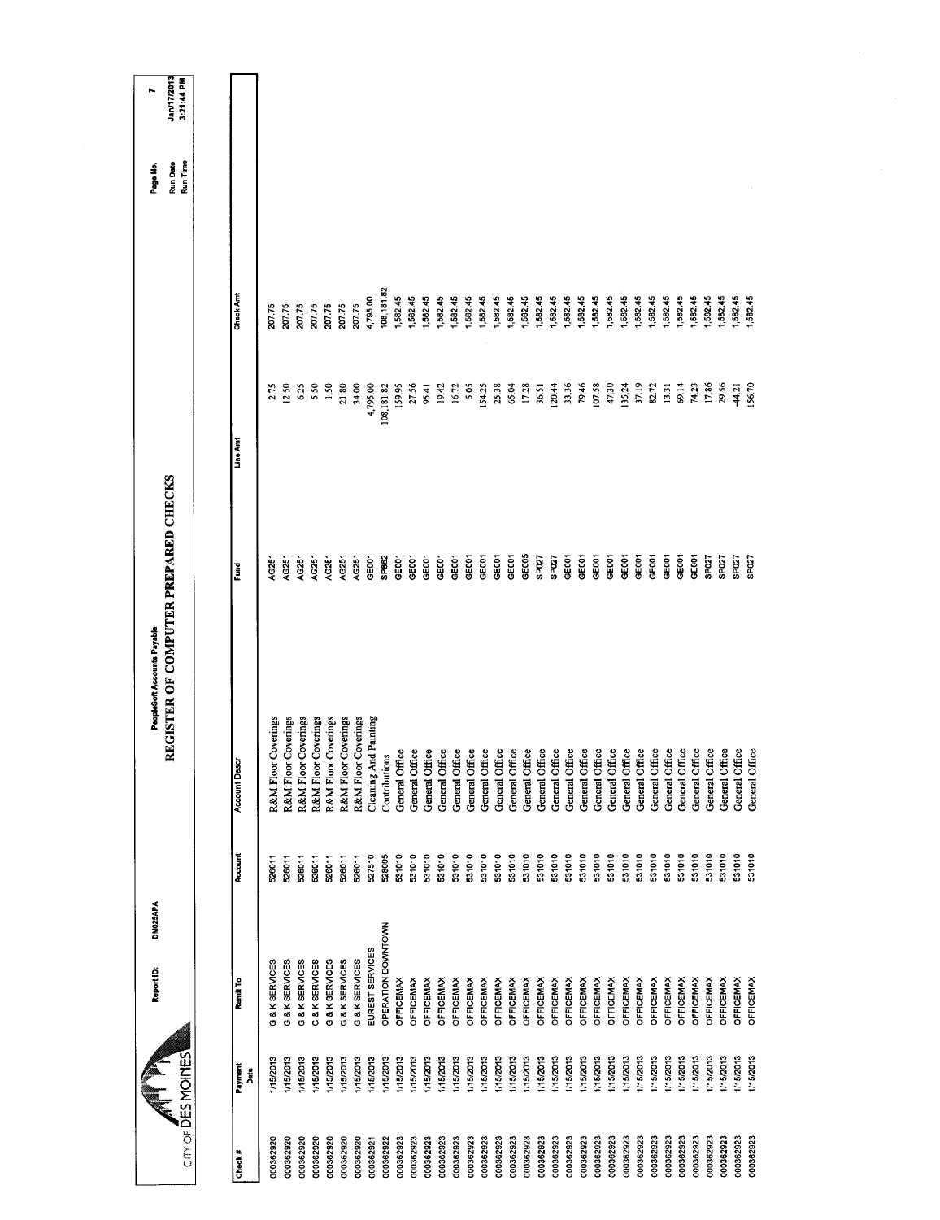CITY OF DES MOINES

Report ID: DM025APA

PeopleSoft Accounts Payable

# REGISTER OF COMPUTER PREPARED CHECKS

Run Date Jan/17/2013
Run Time 3:21:44 PM

| Check # | Payment Date | Remit To | Account | Account Descr | Fund | Line Amt | Check Amt |
|---|---|---|---|---|---|---|---|
| 000362920 | 1/15/2013 | G & K SERVICES | 526011 | R&M:Floor Coverings | AG251 | 2.75 | 207.75 |
| 000362920 | 1/15/2013 | G & K SERVICES | 526011 | R&M:Floor Coverings | AG251 | 12.50 | 207.75 |
| 000362920 | 1/15/2013 | G & K SERVICES | 526011 | R&M:Floor Coverings | AG251 | 6.25 | 207.75 |
| 000362920 | 1/15/2013 | G & K SERVICES | 526011 | R&M:Floor Coverings | AG251 | 5.50 | 207.75 |
| 000362920 | 1/15/2013 | G & K SERVICES | 526011 | R&M:Floor Coverings | AG251 | 1.50 | 207.75 |
| 000362920 | 1/15/2013 | G & K SERVICES | 526011 | R&M:Floor Coverings | AG251 | 21.80 | 207.75 |
| 000362920 | 1/15/2013 | G & K SERVICES | 526011 | R&M:Floor Coverings | AG251 | 34.00 | 207.75 |
| 000362921 | 1/15/2013 | EUREST SERVICES | 527510 | Cleaning And Painting | GE001 | 4,795.00 | 4,795.00 |
| 000362922 | 1/15/2013 | OPERATION DOWNTOWN | 528005 | Contributions | SP862 | 108,181.82 | 108,181.82 |
| 000362923 | 1/15/2013 | OFFICEMAX | 531010 | General Office | GE001 | 159.95 | 1,582.45 |
| 000362923 | 1/15/2013 | OFFICEMAX | 531010 | General Office | GE001 | 27.56 | 1,582.45 |
| 000362923 | 1/15/2013 | OFFICEMAX | 531010 | General Office | GE001 | 95.41 | 1,582.45 |
| 000362923 | 1/15/2013 | OFFICEMAX | 531010 | General Office | GE001 | 19.42 | 1,582.45 |
| 000362923 | 1/15/2013 | OFFICEMAX | 531010 | General Office | GE001 | 16.72 | 1,582.45 |
| 000362923 | 1/15/2013 | OFFICEMAX | 531010 | General Office | GE001 | 5.05 | 1,582.45 |
| 000362923 | 1/15/2013 | OFFICEMAX | 531010 | General Office | GE001 | 154.25 | 1,582.45 |
| 000362923 | 1/15/2013 | OFFICEMAX | 531010 | General Office | GE001 | 25.38 | 1,582.45 |
| 000362923 | 1/15/2013 | OFFICEMAX | 531010 | General Office | GE001 | 65.04 | 1,582.45 |
| 000362923 | 1/15/2013 | OFFICEMAX | 531010 | General Office | GE005 | 17.28 | 1,582.45 |
| 000362923 | 1/15/2013 | OFFICEMAX | 531010 | General Office | SP027 | 36.51 | 1,582.45 |
| 000362923 | 1/15/2013 | OFFICEMAX | 531010 | General Office | SP027 | 120.44 | 1,582.45 |
| 000362923 | 1/15/2013 | OFFICEMAX | 531010 | General Office | GE001 | 33.36 | 1,582.45 |
| 000362923 | 1/15/2013 | OFFICEMAX | 531010 | General Office | GE001 | 79.46 | 1,582.45 |
| 000362923 | 1/15/2013 | OFFICEMAX | 531010 | General Office | GE001 | 107.58 | 1,582.45 |
| 000362923 | 1/15/2013 | OFFICEMAX | 531010 | General Office | GE001 | 47.30 | 1,582.45 |
| 000362923 | 1/15/2013 | OFFICEMAX | 531010 | General Office | GE001 | 135.24 | 1,582.45 |
| 000362923 | 1/15/2013 | OFFICEMAX | 531010 | General Office | GE001 | 37.19 | 1,582.45 |
| 000362923 | 1/15/2013 | OFFICEMAX | 531010 | General Office | GE001 | 82.72 | 1,582.45 |
| 000362923 | 1/15/2013 | OFFICEMAX | 531010 | General Office | GE001 | 13.31 | 1,582.45 |
| 000362923 | 1/15/2013 | OFFICEMAX | 531010 | General Office | GE001 | 69.14 | 1,582.45 |
| 000362923 | 1/15/2013 | OFFICEMAX | 531010 | General Office | GE001 | 74.23 | 1,582.45 |
| 000362923 | 1/15/2013 | OFFICEMAX | 531010 | General Office | SP027 | 17.86 | 1,582.45 |
| 000362923 | 1/15/2013 | OFFICEMAX | 531010 | General Office | SP027 | 29.56 | 1,582.45 |
| 000362923 | 1/15/2013 | OFFICEMAX | 531010 | General Office | SP027 | -44.21 | 1,582.45 |
| 000362923 | 1/15/2013 | OFFICEMAX | 531010 | General Office | SP027 | 156.70 | 1,582.45 |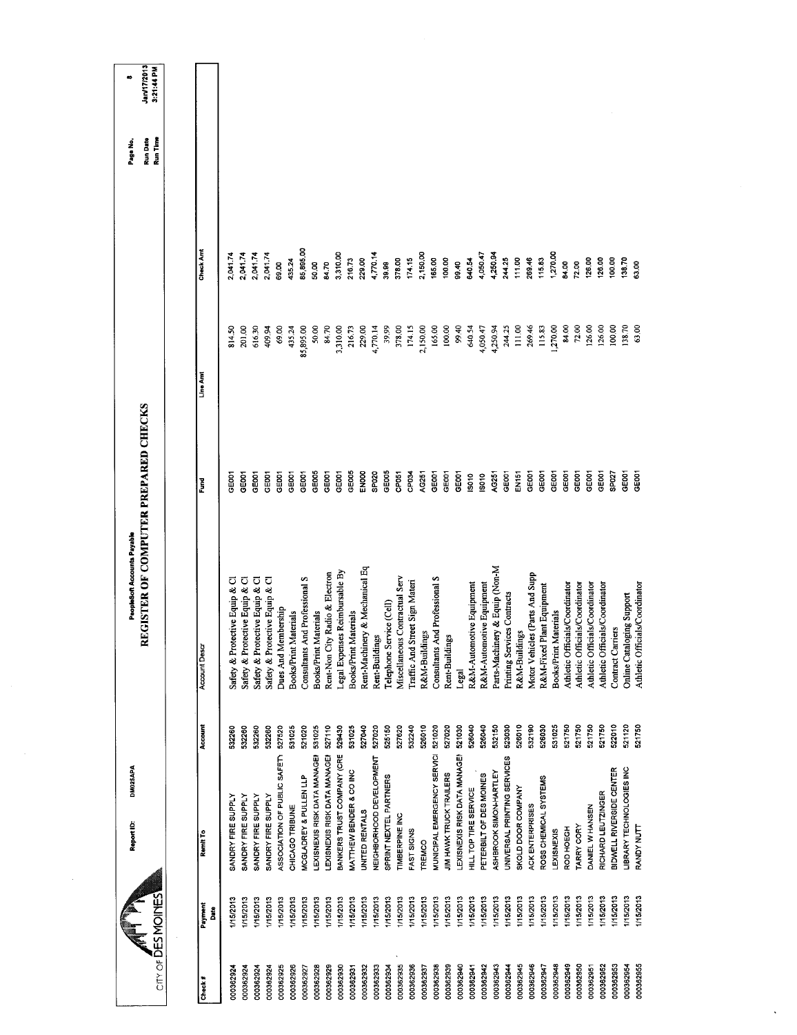CITY OF DES MOINES

Report ID: DM025APA

PeopleSoft Accounts Payable

# REGISTER OF COMPUTER PREPARED CHECKS

Page No. 8
Run Date Jan/17/2013
Run Time 3:21:44 PM

| Check # | Payment Date | Remit To | Account | Account Descr | Fund | Line Amt | Check Amt |
|---|---|---|---|---|---|---|---|
| 000362924 | 1/15/2013 | SANDRY FIRE SUPPLY | 532260 | Safety & Protective Equip & Cl | GE001 | 814.50 | 2,041.74 |
| 000362924 | 1/15/2013 | SANDRY FIRE SUPPLY | 532260 | Safety & Protective Equip & Cl | GE001 | 201.00 | 2,041.74 |
| 000362924 | 1/15/2013 | SANDRY FIRE SUPPLY | 532260 | Safety & Protective Equip & Cl | GE001 | 616.30 | 2,041.74 |
| 000362924 | 1/15/2013 | SANDRY FIRE SUPPLY | 532260 | Safety & Protective Equip & Cl | GE001 | 409.94 | 2,041.74 |
| 000362925 | 1/15/2013 | ASSOCIATION OF PUBLIC SAFETY | 527520 | Dues And Membership | GE001 | 69.00 | 69.00 |
| 000362926 | 1/15/2013 | CHICAGO TRIBUNE | 531025 | Books/Print Materials | GE001 | 435.24 | 435.24 |
| 000362927 | 1/15/2013 | MCGLADREY & PULLEN LLP | 521020 | Consultants And Professional S | GE001 | 85,895.00 | 85,895.00 |
| 000362928 | 1/15/2013 | LEXISNEXIS RISK DATA MANAGEI | 531025 | Books/Print Materials | GE005 | 50.00 | 50.00 |
| 000362929 | 1/15/2013 | LEXISNEXIS RISK DATA MANAGEI | 527110 | Rent-Non City Radio & Electron | GE001 | 84.70 | 84.70 |
| 000362930 | 1/15/2013 | BANKERS TRUST COMPANY (CRE | 528430 | Legal Expenses Reimbursable By | GE001 | 3,310.00 | 3,310.00 |
| 000362931 | 1/15/2013 | MATTHEW BENDER & CO INC | 531025 | Books/Print Materials | GE005 | 216.73 | 216.73 |
| 000362932 | 1/15/2013 | UNITED RENTALS | 527040 | Rent-Machinery & Mechanical Eq | EN000 | 229.00 | 229.00 |
| 000362933 | 1/15/2013 | NEIGHBORHOOD DEVELOPMENT | 527020 | Rent-Buildings | SP020 | 4,770.14 | 4,770.14 |
| 000362934 | 1/15/2013 | SPRINT NEXTEL PARTNERS | 525150 | Telephone Service (Cell) | GE005 | 39.99 | 39.99 |
| 000362935 | 1/15/2013 | TIMBERPINE INC | 527620 | Miscellaneous Contractual Serv | CP051 | 378.00 | 378.00 |
| 000362936 | 1/15/2013 | FAST SIGNS | 532240 | Traffic And Street Sign Materi | CP034 | 174.15 | 174.15 |
| 000362937 | 1/15/2013 | TREMCO | 526010 | R&M-Buildings | AG251 | 2,150.00 | 2,150.00 |
| 000362938 | 1/15/2013 | MUNICIPAL EMERGENCY SERVICI | 521020 | Consultants And Professional S | GE001 | 165.00 | 165.00 |
| 000362939 | 1/15/2013 | JIM HAWK TRUCK TRAILERS | 527020 | Rent-Buildings | GE001 | 100.00 | 100.00 |
| 000362940 | 1/15/2013 | LEXISNEXIS RISK DATA MANAGEI | 521030 | Legal | GE001 | 99.40 | 99.40 |
| 000362941 | 1/15/2013 | HILL TOP TIRE SERVICE | 526040 | R&M-Automotive Equipment | IS010 | 640.54 | 640.54 |
| 000362942 | 1/15/2013 | PETERBILT OF DES MOINES | 526040 | R&M-Automotive Equipment | IS010 | 4,050.47 | 4,050.47 |
| 000362943 | 1/15/2013 | ASHBROOK SIMON-HARTLEY | 532150 | Parts-Machinery & Equip (Non-M | AG251 | 4,250.94 | 4,250.94 |
| 000362944 | 1/15/2013 | UNIVERSAL PRINTING SERVICES | 523030 | Printing Services Contracts | GE001 | 244.25 | 244.25 |
| 000362945 | 1/15/2013 | SKOLD DOOR COMPANY | 526010 | R&M-Buildings | EN151 | 111.00 | 111.00 |
| 000362946 | 1/15/2013 | ACK ENTERPRISES | 532190 | Motor Vehicles (Parts And Supp | GE001 | 269.46 | 269.46 |
| 000362947 | 1/15/2013 | ROSS CHEMICAL SYSTEMS | 526030 | R&M-Fixed Plant Equipment | GE001 | 115.83 | 115.83 |
| 000362948 | 1/15/2013 | LEXISNEXIS | 531025 | Books/Print Materials | GE001 | 1,270.00 | 1,270.00 |
| 000362949 | 1/15/2013 | ROD HOEGH | 521750 | Athletic Officials/Coordinator | GE001 | 84.00 | 84.00 |
| 000362950 | 1/15/2013 | TARRY CORY | 521750 | Athletic Officials/Coordinator | GE001 | 72.00 | 72.00 |
| 000362951 | 1/15/2013 | DANIEL W HANSEN | 521750 | Athletic Officials/Coordinator | GE001 | 126.00 | 126.00 |
| 000362952 | 1/15/2013 | RICHARD LEUTZINGER | 521750 | Athletic Officials/Coordinator | GE001 | 126.00 | 126.00 |
| 000362953 | 1/15/2013 | BIDWELL RIVERSIDE CENTER | 522010 | Contract Carriers | SP027 | 100.00 | 100.00 |
| 000362954 | 1/15/2013 | LIBRARY TECHNOLOGIES INC | 521120 | Online Cataloging Support | GE001 | 138.70 | 138.70 |
| 000362955 | 1/15/2013 | RANDY NUTT | 521750 | Athletic Officials/Coordinator | GE001 | 63.00 | 63.00 |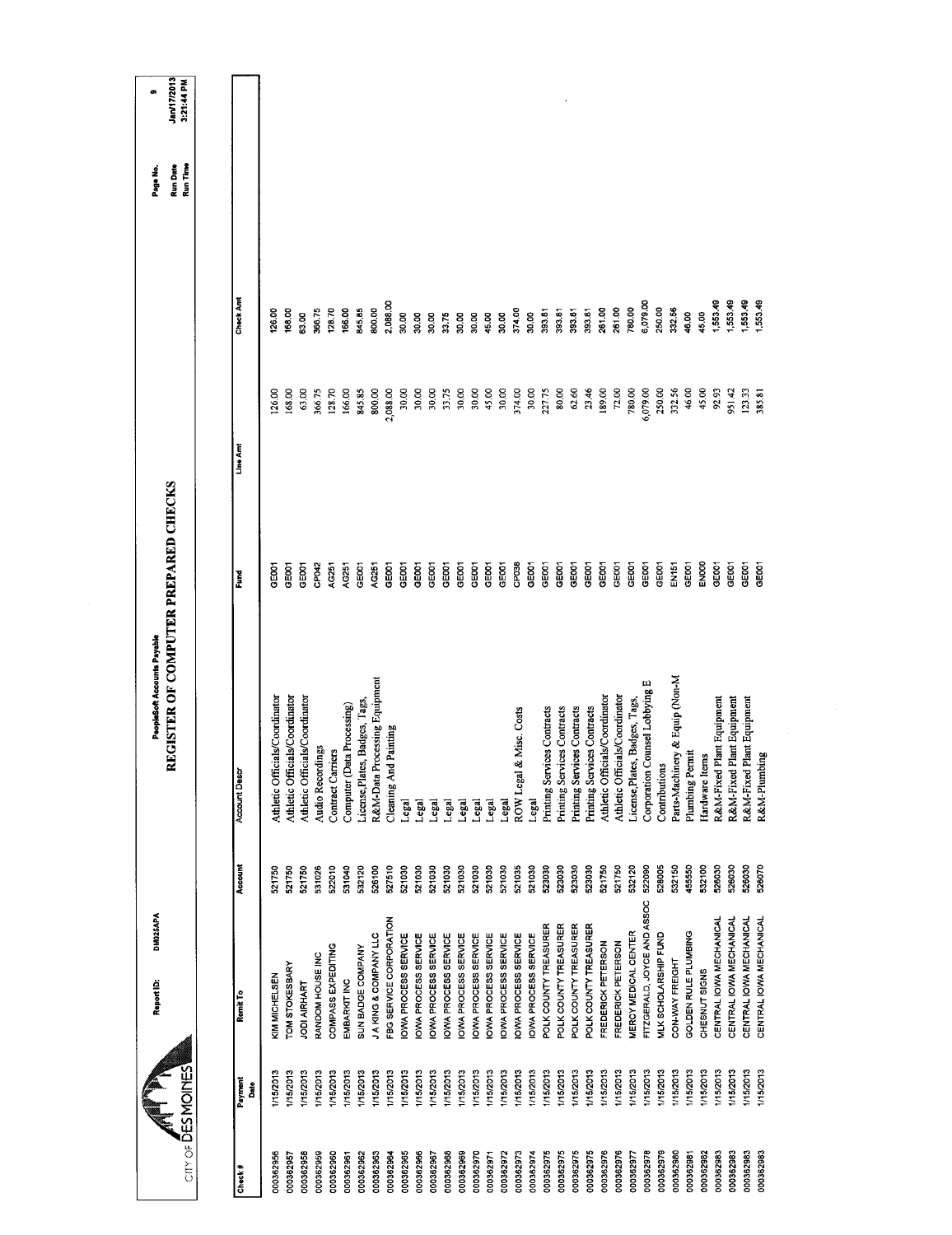CITY OF DES MOINES

Report ID: DM025APA

PeopleSoft Accounts Payable

# REGISTER OF COMPUTER PREPARED CHECKS

Run Date: Jan/17/2013
Run Time: 3:21:44 PM

| Check # | Payment Date | Remit To | Account | Account Descr | Fund | Line Amt | Check Amt |
|---|---|---|---|---|---|---|---|
| 000362956 | 1/15/2013 | KIM MICHELSEN | 521750 | Athletic Officials/Coordinator | GE001 | 126.00 | 126.00 |
| 000362957 | 1/15/2013 | TOM STOKESBARY | 521750 | Athletic Officials/Coordinator | GE001 | 168.00 | 168.00 |
| 000362958 | 1/15/2013 | JODI AIRHART | 521750 | Athletic Officials/Coordinator | GE001 | 63.00 | 63.00 |
| 000362959 | 1/15/2013 | RANDOM HOUSE INC | 531026 | Audio Recordings | CP042 | 366.75 | 366.75 |
| 000362960 | 1/15/2013 | COMPASS EXPEDITING | 522010 | Contract Carriers | AG251 | 128.70 | 128.70 |
| 000362961 | 1/15/2013 | EMBARKIT INC | 531040 | Computer (Data Processing) | AG251 | 166.00 | 166.00 |
| 000362962 | 1/15/2013 | SUN BADGE COMPANY | 532120 | License,Plates, Badges, Tags, | GE001 | 845.85 | 845.85 |
| 000362963 | 1/15/2013 | J A KING & COMPANY LLC | 526100 | R&M-Data Processing Equipment | AG251 | 800.00 | 800.00 |
| 000362964 | 1/15/2013 | FBG SERVICE CORPORATION | 527510 | Cleaning And Painting | GE001 | 2,088.00 | 2,088.00 |
| 000362965 | 1/15/2013 | IOWA PROCESS SERVICE | 521030 | Legal | GE001 | 30.00 | 30.00 |
| 000362966 | 1/15/2013 | IOWA PROCESS SERVICE | 521030 | Legal | GE001 | 30.00 | 30.00 |
| 000362967 | 1/15/2013 | IOWA PROCESS SERVICE | 521030 | Legal | GE001 | 30.00 | 30.00 |
| 000362968 | 1/15/2013 | IOWA PROCESS SERVICE | 521030 | Legal | GE001 | 33.75 | 33.75 |
| 000362969 | 1/15/2013 | IOWA PROCESS SERVICE | 521030 | Legal | GE001 | 30.00 | 30.00 |
| 000362970 | 1/15/2013 | IOWA PROCESS SERVICE | 521030 | Legal | GE001 | 30.00 | 30.00 |
| 000362971 | 1/15/2013 | IOWA PROCESS SERVICE | 521030 | Legal | GE001 | 45.00 | 45.00 |
| 000362972 | 1/15/2013 | IOWA PROCESS SERVICE | 521030 | Legal | GE001 | 30.00 | 30.00 |
| 000362973 | 1/15/2013 | IOWA PROCESS SERVICE | 521035 | ROW Legal & Misc. Costs | CP038 | 374.00 | 374.00 |
| 000362974 | 1/15/2013 | IOWA PROCESS SERVICE | 521030 | Legal | GE001 | 30.00 | 30.00 |
| 000362975 | 1/15/2013 | POLK COUNTY TREASURER | 523030 | Printing Services Contracts | GE001 | 227.75 | 393.81 |
| 000362975 | 1/15/2013 | POLK COUNTY TREASURER | 523030 | Printing Services Contracts | GE001 | 80.00 | 393.81 |
| 000362975 | 1/15/2013 | POLK COUNTY TREASURER | 523030 | Printing Services Contracts | GE001 | 62.60 | 393.81 |
| 000362975 | 1/15/2013 | POLK COUNTY TREASURER | 523030 | Printing Services Contracts | GE001 | 23.46 | 393.81 |
| 000362976 | 1/15/2013 | FREDERICK PETERSON | 521750 | Athletic Officials/Coordinator | GE001 | 189.00 | 261.00 |
| 000362976 | 1/15/2013 | FREDERICK PETERSON | 521750 | Athletic Officials/Coordinator | GE001 | 72.00 | 261.00 |
| 000362977 | 1/15/2013 | MERCY MEDICAL CENTER | 532120 | License,Plates, Badges, Tags, | GE001 | 780.00 | 780.00 |
| 000362978 | 1/15/2013 | FITZGERALD, JOYCE AND ASSOC | 522090 | Corporation Counsel Lobbying E | GE001 | 6,079.00 | 6,079.00 |
| 000362979 | 1/15/2013 | MLK SCHOLARSHIP FUND | 528005 | Contributions | GE001 | 250.00 | 250.00 |
| 000362980 | 1/15/2013 | CON-WAY FREIGHT | 532150 | Parts-Machinery & Equip (Non-M | EN151 | 332.56 | 332.56 |
| 000362981 | 1/15/2013 | GOLDEN RULE PLUMBING | 455550 | Plumbing Permit | GE001 | 46.00 | 46.00 |
| 000362982 | 1/15/2013 | CHESNUT SIGNS | 532100 | Hardware Items | EN000 | 45.00 | 45.00 |
| 000362983 | 1/15/2013 | CENTRAL IOWA MECHANICAL | 526030 | R&M-Fixed Plant Equipment | GE001 | 92.93 | 1,553.49 |
| 000362983 | 1/15/2013 | CENTRAL IOWA MECHANICAL | 526030 | R&M-Fixed Plant Equipment | GE001 | 951.42 | 1,553.49 |
| 000362983 | 1/15/2013 | CENTRAL IOWA MECHANICAL | 526030 | R&M-Fixed Plant Equipment | GE001 | 123.33 | 1,553.49 |
| 000362983 | 1/15/2013 | CENTRAL IOWA MECHANICAL | 526070 | R&M-Plumbing | GE001 | 385.81 | 1,553.49 |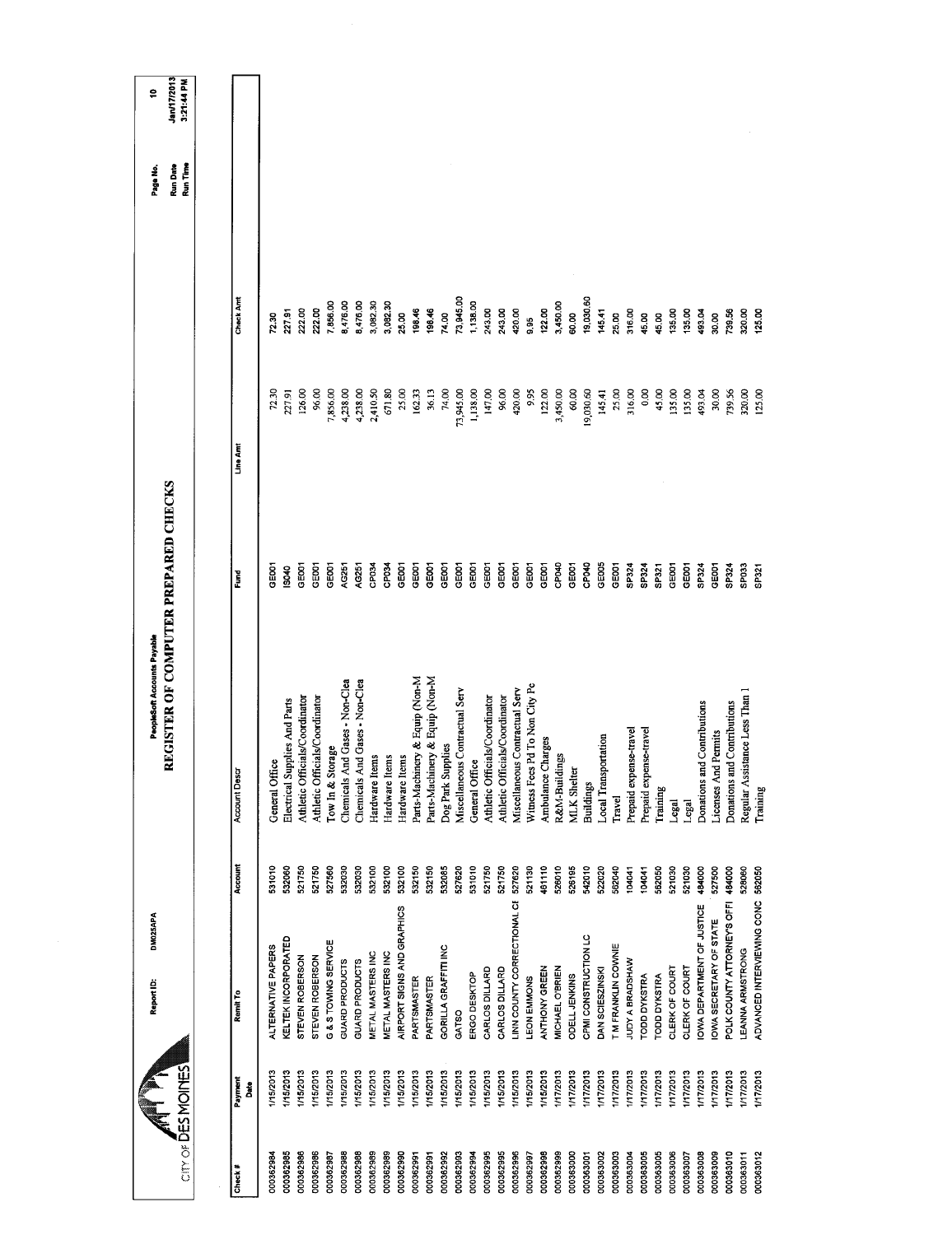CITY OF DES MOINES

Report ID: DM025APA

PeopleSoft Accounts Payable

# REGISTER OF COMPUTER PREPARED CHECKS

Run Date Jan/17/2013
Run Time 3:21:44 PM

| Check # | Payment Date | Remit To | Account | Account Descr | Fund | Line Amt | Check Amt |
|---|---|---|---|---|---|---|---|
| 000362984 | 1/15/2013 | ALTERNATIVE PAPERS | 531010 | General Office | GE001 | 72.30 | 72.30 |
| 000362985 | 1/15/2013 | KELTEK INCORPORATED | 532060 | Electrical Supplies And Parts | IS040 | 227.91 | 227.91 |
| 000362986 | 1/15/2013 | STEVEN ROBERSON | 521750 | Athletic Officials/Coordinator | GE001 | 126.00 | 222.00 |
| 000362986 | 1/15/2013 | STEVEN ROBERSON | 521750 | Athletic Officials/Coordinator | GE001 | 96.00 | 222.00 |
| 000362987 | 1/15/2013 | G & S TOWING SERVICE | 527560 | Tow In & Storage | GE001 | 7,856.00 | 7,856.00 |
| 000362988 | 1/15/2013 | GUARD PRODUCTS | 532030 | Chemicals And Gases - Non-Clea | AG251 | 4,238.00 | 8,476.00 |
| 000362988 | 1/15/2013 | GUARD PRODUCTS | 532030 | Chemicals And Gases - Non-Clea | AG251 | 4,238.00 | 8,476.00 |
| 000362989 | 1/15/2013 | METAL MASTERS INC | 532100 | Hardware Items | CP034 | 2,410.50 | 3,082.30 |
| 000362989 | 1/15/2013 | METAL MASTERS INC | 532100 | Hardware Items | CP034 | 671.80 | 3,082.30 |
| 000362990 | 1/15/2013 | AIRPORT SIGNS AND GRAPHICS | 532100 | Hardware Items | GE001 | 25.00 | 25.00 |
| 000362991 | 1/15/2013 | PARTSMASTER | 532150 | Parts-Machinery & Equip (Non-M | GE001 | 162.33 | 198.46 |
| 000362991 | 1/15/2013 | PARTSMASTER | 532150 | Parts-Machinery & Equip (Non-M | GE001 | 36.13 | 198.46 |
| 000362992 | 1/15/2013 | GORILLA GRAFFITI INC | 532085 | Dog Park Supplies | GE001 | 74.00 | 74.00 |
| 000362993 | 1/15/2013 | GATSO | 527620 | Miscellaneous Contractual Serv | GE001 | 73,945.00 | 73,945.00 |
| 000362994 | 1/15/2013 | ERGO DESKTOP | 531010 | General Office | GE001 | 1,138.00 | 1,138.00 |
| 000362995 | 1/15/2013 | CARLOS DILLARD | 521750 | Athletic Officials/Coordinator | GE001 | 147.00 | 243.00 |
| 000362995 | 1/15/2013 | CARLOS DILLARD | 521750 | Athletic Officials/Coordinator | GE001 | 96.00 | 243.00 |
| 000362996 | 1/15/2013 | LINN COUNTY CORRECTIONAL CE | 527620 | Miscellaneous Contractual Serv | GE001 | 420.00 | 420.00 |
| 000362997 | 1/15/2013 | LEON EMMONS | 521130 | Witness Fees Pd To Non City Pe | GE001 | 9.95 | 9.95 |
| 000362998 | 1/15/2013 | ANTHONY GREEN | 461110 | Ambulance Charges | GE001 | 122.00 | 122.00 |
| 000362999 | 1/17/2013 | MICHAEL O'BRIEN | 526010 | R&M-Buildings | CP040 | 3,450.00 | 3,450.00 |
| 000363000 | 1/17/2013 | ODELL JENKINS | 526195 | MLK Shelter | GE001 | 60.00 | 60.00 |
| 000363001 | 1/17/2013 | CPMI CONSTRUCTION LC | 542010 | Buildings | CP040 | 19,030.60 | 19,030.60 |
| 000363002 | 1/17/2013 | DAN SCIESZINSKI | 522020 | Local Transportation | GE005 | 145.41 | 145.41 |
| 000363003 | 1/17/2013 | T M FRANKLIN COWNIE | 562040 | Travel | GE001 | 25.00 | 25.00 |
| 000363004 | 1/17/2013 | JUDY A BRADSHAW | 104041 | Prepaid expense-travel | SP324 | 316.00 | 316.00 |
| 000363005 | 1/17/2013 | TODD DYKSTRA | 104041 | Prepaid expense-travel | SP324 | 0.00 | 45.00 |
| 000363005 | 1/17/2013 | TODD DYKSTRA | 562050 | Training | SP321 | 45.00 | 45.00 |
| 000363006 | 1/17/2013 | CLERK OF COURT | 521030 | Legal | GE001 | 135.00 | 135.00 |
| 000363007 | 1/17/2013 | CLERK OF COURT | 521030 | Legal | GE001 | 135.00 | 135.00 |
| 000363008 | 1/17/2013 | IOWA DEPARTMENT OF JUSTICE | 484000 | Donations and Contributions | SP324 | 493.04 | 493.04 |
| 000363009 | 1/17/2013 | IOWA SECRETARY OF STATE | 527500 | Licenses And Permits | GE001 | 30.00 | 30.00 |
| 000363010 | 1/17/2013 | POLK COUNTY ATTORNEY'S OFFI | 484000 | Donations and Contributions | SP324 | 739.56 | 739.56 |
| 000363011 | 1/17/2013 | LEANNA ARMSTRONG | 528060 | Regular Assistance Less Than 1 | SP033 | 320.00 | 320.00 |
| 000363012 | 1/17/2013 | ADVANCED INTERVIEWING CONC | 562050 | Training | SP321 | 125.00 | 125.00 |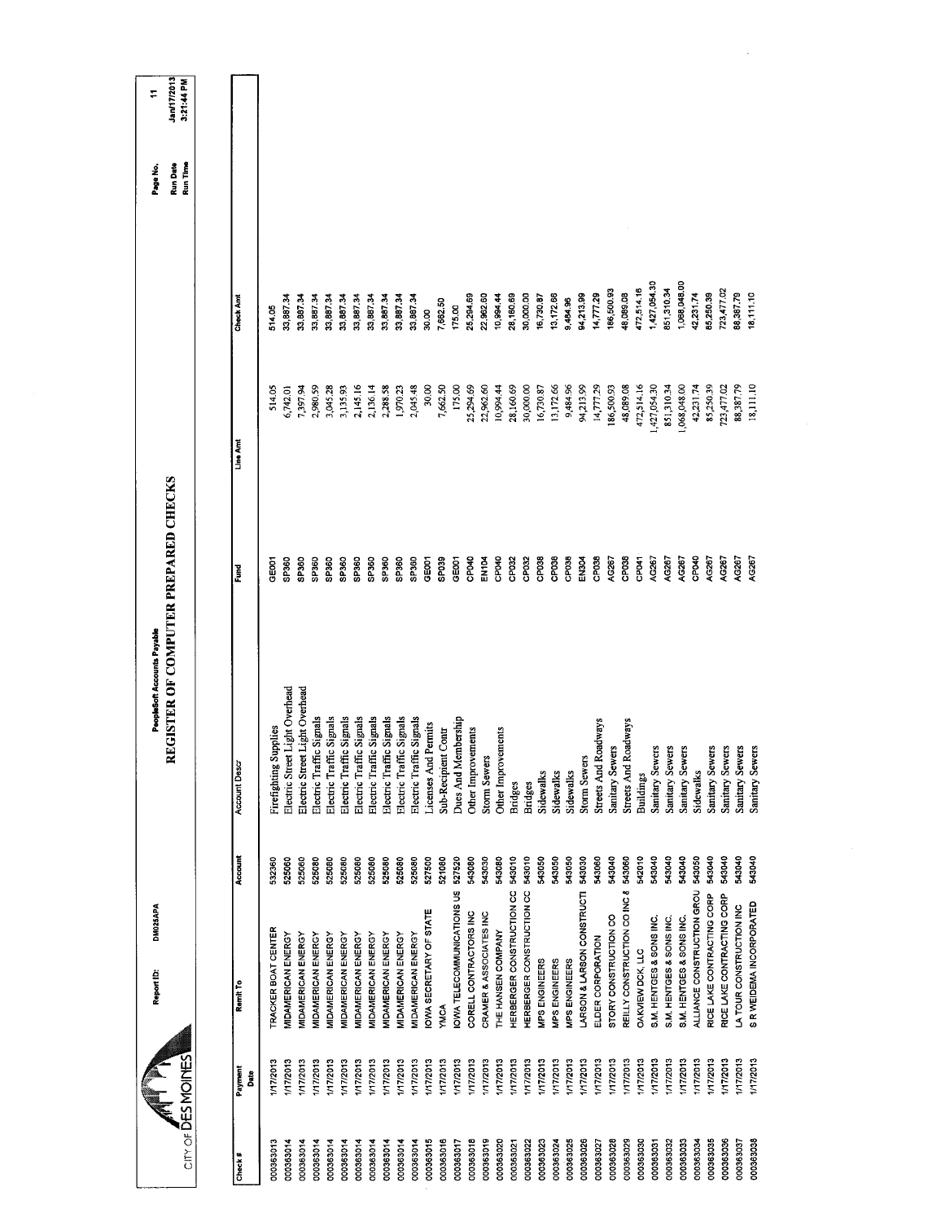CITY OF DES MOINES

Report ID: DM025APA

PeopleSoft Accounts Payable

# REGISTER OF COMPUTER PREPARED CHECKS

Page No. 11
Run Date Jan/17/2013
Run Time 3:21:44 PM

| Check # | Payment Date | Remit To | Account | Account Descr | Fund | Line Amt | Check Amt |
|---|---|---|---|---|---|---|---|
| 000363013 | 1/17/2013 | TRACKER BOAT CENTER | 532360 | Firefighting Supplies | GE001 | 514.05 | 514.05 |
| 000363014 | 1/17/2013 | MIDAMERICAN ENERGY | 525060 | Electric Street Light Overhead | SP360 | 6,742.01 | 33,887.34 |
| 000363014 | 1/17/2013 | MIDAMERICAN ENERGY | 525060 | Electric Street Light Overhead | SP360 | 7,397.94 | 33,887.34 |
| 000363014 | 1/17/2013 | MIDAMERICAN ENERGY | 525080 | Electric Traffic Signals | SP360 | 2,980.59 | 33,887.34 |
| 000363014 | 1/17/2013 | MIDAMERICAN ENERGY | 525080 | Electric Traffic Signals | SP360 | 3,045.28 | 33,887.34 |
| 000363014 | 1/17/2013 | MIDAMERICAN ENERGY | 525080 | Electric Traffic Signals | SP360 | 3,135.93 | 33,887.34 |
| 000363014 | 1/17/2013 | MIDAMERICAN ENERGY | 525080 | Electric Traffic Signals | SP360 | 2,145.16 | 33,887.34 |
| 000363014 | 1/17/2013 | MIDAMERICAN ENERGY | 525080 | Electric Traffic Signals | SP360 | 2,136.14 | 33,887.34 |
| 000363014 | 1/17/2013 | MIDAMERICAN ENERGY | 525080 | Electric Traffic Signals | SP360 | 2,288.58 | 33,887.34 |
| 000363014 | 1/17/2013 | MIDAMERICAN ENERGY | 525080 | Electric Traffic Signals | SP360 | 1,970.23 | 33,887.34 |
| 000363014 | 1/17/2013 | MIDAMERICAN ENERGY | 525080 | Electric Traffic Signals | SP360 | 2,045.48 | 33,887.34 |
| 000363015 | 1/17/2013 | IOWA SECRETARY OF STATE | 527500 | Licenses And Permits | GE001 | 30.00 | 30.00 |
| 000363016 | 1/17/2013 | YMCA | 521080 | Sub-Recipient Contr | SP039 | 7,662.50 | 7,662.50 |
| 000363017 | 1/17/2013 | IOWA TELECOMMUNICATIONS US | 527520 | Dues And Membership | GE001 | 175.00 | 175.00 |
| 000363018 | 1/17/2013 | CORELL CONTRACTORS INC | 543080 | Other Improvements | CP040 | 25,294.69 | 25,294.69 |
| 000363019 | 1/17/2013 | CRAMER & ASSOCIATES INC | 543030 | Storm Sewers | EN104 | 22,962.60 | 22,962.60 |
| 000363020 | 1/17/2013 | THE HANSEN COMPANY | 543080 | Other Improvements | CP040 | 10,994.44 | 10,994.44 |
| 000363021 | 1/17/2013 | HERBERGER CONSTRUCTION CC | 543010 | Bridges | CP032 | 28,160.69 | 28,160.69 |
| 000363022 | 1/17/2013 | HERBERGER CONSTRUCTION CC | 543010 | Bridges | CP032 | 30,000.00 | 30,000.00 |
| 000363023 | 1/17/2013 | MPS ENGINEERS | 543050 | Sidewalks | CP038 | 16,730.87 | 16,730.87 |
| 000363024 | 1/17/2013 | MPS ENGINEERS | 543050 | Sidewalks | CP038 | 13,172.66 | 13,172.66 |
| 000363025 | 1/17/2013 | MPS ENGINEERS | 543050 | Sidewalks | CP038 | 9,484.96 | 9,484.96 |
| 000363026 | 1/17/2013 | LARSON & LARSON CONSTRUCTI | 543030 | Storm Sewers | EN304 | 94,213.99 | 94,213.99 |
| 000363027 | 1/17/2013 | ELDER CORPORATION | 543060 | Streets And Roadways | CP038 | 14,777.29 | 14,777.29 |
| 000363028 | 1/17/2013 | STORY CONSTRUCTION CO | 543040 | Sanitary Sewers | AG267 | 186,500.93 | 186,500.93 |
| 000363029 | 1/17/2013 | REILLY CONSTRUCTION CO INC & | 543060 | Streets And Roadways | CP038 | 48,089.08 | 48,089.08 |
| 000363030 | 1/17/2013 | OAKVIEW DCK, LLC | 542010 | Buildings | CP041 | 472,514.16 | 472,514.16 |
| 000363031 | 1/17/2013 | S.M. HENTGES & SONS INC. | 543040 | Sanitary Sewers | AG267 | 1,427,054.30 | 1,427,054.30 |
| 000363032 | 1/17/2013 | S.M. HENTGES & SONS INC. | 543040 | Sanitary Sewers | AG267 | 851,310.34 | 851,310.34 |
| 000363033 | 1/17/2013 | S.M. HENTGES & SONS INC. | 543040 | Sanitary Sewers | AG267 | 1,068,048.00 | 1,068,048.00 |
| 000363034 | 1/17/2013 | ALLIANCE CONSTRUCTION GROU | 543050 | Sidewalks | CP040 | 42,231.74 | 42,231.74 |
| 000363035 | 1/17/2013 | RICE LAKE CONTRACTING CORP | 543040 | Sanitary Sewers | AG267 | 85,250.39 | 85,250.39 |
| 000363036 | 1/17/2013 | RICE LAKE CONTRACTING CORP | 543040 | Sanitary Sewers | AG267 | 723,477.02 | 723,477.02 |
| 000363037 | 1/17/2013 | LA TOUR CONSTRUCTION INC | 543040 | Sanitary Sewers | AG267 | 88,387.79 | 88,387.79 |
| 000363038 | 1/17/2013 | S R WEIDEMA INCORPORATED | 543040 | Sanitary Sewers | AG267 | 18,111.10 | 18,111.10 |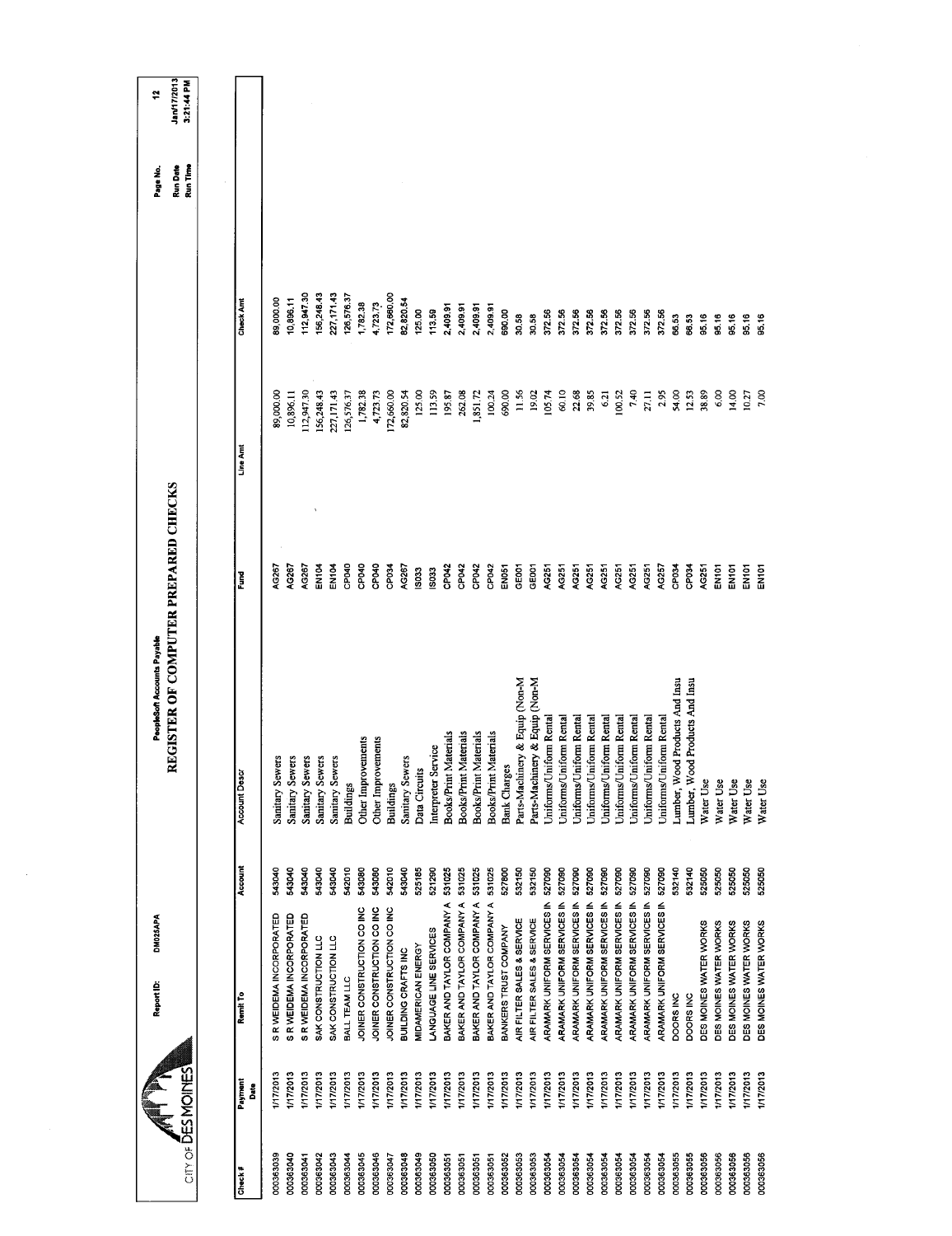CITY OF DES MOINES

Report ID: DM025APA

PeopleSoft Accounts Payable

# REGISTER OF COMPUTER PREPARED CHECKS

| Check # | Payment Date | Remit To | Account | Account Descr | Fund | Line Amt | Check Amt |
|---|---|---|---|---|---|---|---|
| 000363039 | 1/17/2013 | S R WEIDEMA INCORPORATED | 543040 | Sanitary Sewers | AG267 | 89,000.00 | 89,000.00 |
| 000363040 | 1/17/2013 | S R WEIDEMA INCORPORATED | 543040 | Sanitary Sewers | AG267 | 10,896.11 | 10,896.11 |
| 000363041 | 1/17/2013 | S R WEIDEMA INCORPORATED | 543040 | Sanitary Sewers | AG267 | 112,947.30 | 112,947.30 |
| 000363042 | 1/17/2013 | SAK CONSTRUCTION LLC | 543040 | Sanitary Sewers | EN104 | 156,248.43 | 156,248.43 |
| 000363043 | 1/17/2013 | SAK CONSTRUCTION LLC | 543040 | Sanitary Sewers | EN104 | 227,171.43 | 227,171.43 |
| 000363044 | 1/17/2013 | BALL TEAM LLC | 542010 | Buildings | CP040 | 126,576.37 | 126,576.37 |
| 000363045 | 1/17/2013 | JOINER CONSTRUCTION CO INC | 543080 | Other Improvements | CP040 | 1,782.38 | 1,782.38 |
| 000363046 | 1/17/2013 | JOINER CONSTRUCTION CO INC | 543080 | Other Improvements | CP040 | 4,723.73 | 4,723.73 |
| 000363047 | 1/17/2013 | JOINER CONSTRUCTION CO INC | 542010 | Buildings | CP034 | 172,660.00 | 172,660.00 |
| 000363048 | 1/17/2013 | BUILDING CRAFTS INC | 543040 | Sanitary Sewers | AG267 | 82,820.54 | 82,820.54 |
| 000363049 | 1/17/2013 | MIDAMERICAN ENERGY | 525185 | Data Circuits | IS033 | 125.00 | 125.00 |
| 000363050 | 1/17/2013 | LANGUAGE LINE SERVICES | 521290 | Interpreter Service | IS033 | 113.59 | 113.59 |
| 000363051 | 1/17/2013 | BAKER AND TAYLOR COMPANY A | 531025 | Books/Print Materials | CP042 | 195.87 | 2,409.91 |
| 000363051 | 1/17/2013 | BAKER AND TAYLOR COMPANY A | 531025 | Books/Print Materials | CP042 | 262.08 | 2,409.91 |
| 000363051 | 1/17/2013 | BAKER AND TAYLOR COMPANY A | 531025 | Books/Print Materials | CP042 | 1,851.72 | 2,409.91 |
| 000363051 | 1/17/2013 | BAKER AND TAYLOR COMPANY A | 531025 | Books/Print Materials | CP042 | 100.24 | 2,409.91 |
| 000363052 | 1/17/2013 | BANKERS TRUST COMPANY | 527800 | Bank Charges | EN051 | 690.00 | 690.00 |
| 000363053 | 1/17/2013 | AIR FILTER SALES & SERVICE | 532150 | Parts-Machinery & Equip (Non-M | GE001 | 11.56 | 30.58 |
| 000363053 | 1/17/2013 | AIR FILTER SALES & SERVICE | 532150 | Parts-Machinery & Equip (Non-M | GE001 | 19.02 | 30.58 |
| 000363054 | 1/17/2013 | ARAMARK UNIFORM SERVICES IN | 527090 | Uniforms/Uniform Rental | AG251 | 105.74 | 372.56 |
| 000363054 | 1/17/2013 | ARAMARK UNIFORM SERVICES IN | 527090 | Uniforms/Uniform Rental | AG251 | 60.10 | 372.56 |
| 000363054 | 1/17/2013 | ARAMARK UNIFORM SERVICES IN | 527090 | Uniforms/Uniform Rental | AG251 | 22.68 | 372.56 |
| 000363054 | 1/17/2013 | ARAMARK UNIFORM SERVICES IN | 527090 | Uniforms/Uniform Rental | AG251 | 39.85 | 372.56 |
| 000363054 | 1/17/2013 | ARAMARK UNIFORM SERVICES IN | 527090 | Uniforms/Uniform Rental | AG251 | 6.21 | 372.56 |
| 000363054 | 1/17/2013 | ARAMARK UNIFORM SERVICES IN | 527090 | Uniforms/Uniform Rental | AG251 | 100.52 | 372.56 |
| 000363054 | 1/17/2013 | ARAMARK UNIFORM SERVICES IN | 527090 | Uniforms/Uniform Rental | AG251 | 7.40 | 372.56 |
| 000363054 | 1/17/2013 | ARAMARK UNIFORM SERVICES IN | 527090 | Uniforms/Uniform Rental | AG251 | 27.11 | 372.56 |
| 000363054 | 1/17/2013 | ARAMARK UNIFORM SERVICES IN | 527090 | Uniforms/Uniform Rental | AG257 | 2.95 | 372.56 |
| 000363055 | 1/17/2013 | DOORS INC | 532140 | Lumber, Wood Products And Insu | CP034 | 54.00 | 66.53 |
| 000363055 | 1/17/2013 | DOORS INC | 532140 | Lumber, Wood Products And Insu | CP034 | 12.53 | 66.53 |
| 000363056 | 1/17/2013 | DES MOINES WATER WORKS | 525050 | Water Use | AG251 | 38.89 | 95.16 |
| 000363056 | 1/17/2013 | DES MOINES WATER WORKS | 525050 | Water Use | EN101 | 6.00 | 95.16 |
| 000363056 | 1/17/2013 | DES MOINES WATER WORKS | 525050 | Water Use | EN101 | 14.00 | 95.16 |
| 000363056 | 1/17/2013 | DES MOINES WATER WORKS | 525050 | Water Use | EN101 | 10.27 | 95.16 |
| 000363056 | 1/17/2013 | DES MOINES WATER WORKS | 525050 | Water Use | EN101 | 7.00 | 95.16 |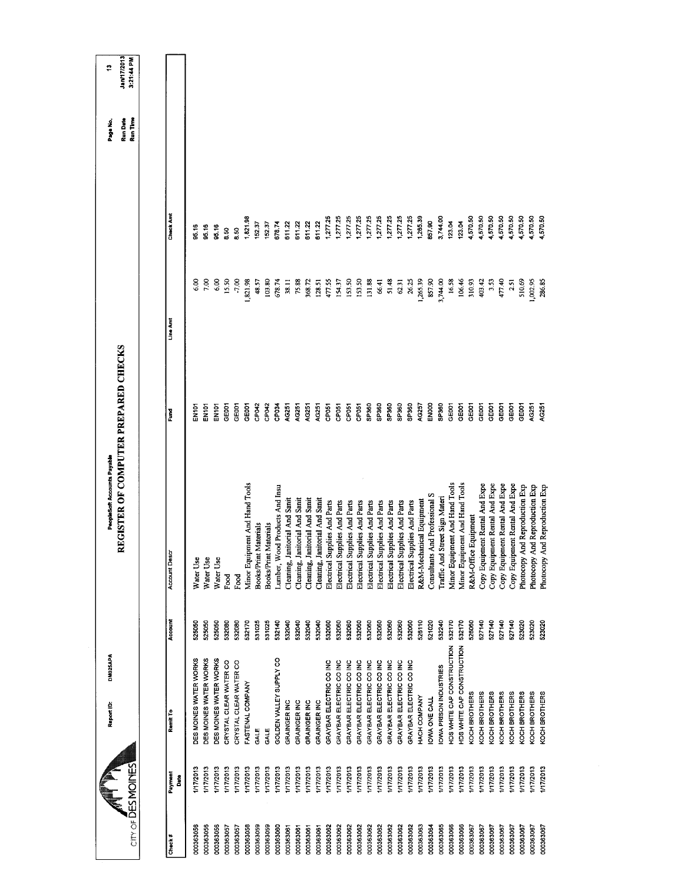CITY OF DES MOINES

Report ID: DM025APA

PeopleSoft Accounts Payable

# REGISTER OF COMPUTER PREPARED CHECKS

Page No. 13
Run Date Jan/17/2013
Run Time 3:21:44 PM

| Check # | Payment Date | Remit To | Account | Account Descr | Fund | Line Amt | Check Amt |
|---|---|---|---|---|---|---|---|
| 000363055 | 1/17/2013 | DES MOINES WATER WORKS | 525050 | Water Use | EN101 | 6.00 | 95.16 |
| 000363055 | 1/17/2013 | DES MOINES WATER WORKS | 525050 | Water Use | EN101 | 7.00 | 95.16 |
| 000363055 | 1/17/2013 | DES MOINES WATER WORKS | 525050 | Water Use | EN101 | 6.00 | 95.16 |
| 000363057 | 1/17/2013 | CRYSTAL CLEAR WATER CO | 532080 | Food | GE001 | 15.50 | 8.50 |
| 000363057 | 1/17/2013 | CRYSTAL CLEAR WATER CO | 532080 | Food | GE001 | -7.00 | 8.50 |
| 000363058 | 1/17/2013 | FASTENAL COMPANY | 532170 | Minor Equipment And Hand Tools | GE001 | 1,821.98 | 1,821.98 |
| 000363059 | 1/17/2013 | GALE | 531025 | Books/Print Materials | CP042 | 48.57 | 152.37 |
| 000363059 | 1/17/2013 | GALE | 531025 | Books/Print Materials | CP042 | 103.80 | 152.37 |
| 000363060 | 1/17/2013 | GOLDEN VALLEY SUPPLY CO | 532140 | Lumber, Wood Products And Insu | CP034 | 678.74 | 678.74 |
| 000363061 | 1/17/2013 | GRAINGER INC | 532040 | Cleaning, Janitorial And Sanit | AG251 | 38.11 | 611.22 |
| 000363061 | 1/17/2013 | GRAINGER INC | 532040 | Cleaning, Janitorial And Sanit | AG251 | 75.88 | 611.22 |
| 000363061 | 1/17/2013 | GRAINGER INC | 532040 | Cleaning, Janitorial And Sanit | AG251 | 368.72 | 611.22 |
| 000363061 | 1/17/2013 | GRAINGER INC | 532040 | Cleaning, Janitorial And Sanit | AG251 | 128.51 | 611.22 |
| 000363062 | 1/17/2013 | GRAYBAR ELECTRIC CO INC | 532060 | Electrical Supplies And Parts | CP051 | 477.55 | 1,277.25 |
| 000363062 | 1/17/2013 | GRAYBAR ELECTRIC CO INC | 532060 | Electrical Supplies And Parts | CP051 | 154.37 | 1,277.25 |
| 000363062 | 1/17/2013 | GRAYBAR ELECTRIC CO INC | 532060 | Electrical Supplies And Parts | CP051 | 153.50 | 1,277.25 |
| 000363062 | 1/17/2013 | GRAYBAR ELECTRIC CO INC | 532060 | Electrical Supplies And Parts | CP051 | 153.50 | 1,277.25 |
| 000363062 | 1/17/2013 | GRAYBAR ELECTRIC CO INC | 532060 | Electrical Supplies And Parts | SP360 | 131.88 | 1,277.25 |
| 000363062 | 1/17/2013 | GRAYBAR ELECTRIC CO INC | 532060 | Electrical Supplies And Parts | SP360 | 66.41 | 1,277.25 |
| 000363062 | 1/17/2013 | GRAYBAR ELECTRIC CO INC | 532060 | Electrical Supplies And Parts | SP360 | 51.48 | 1,277.25 |
| 000363062 | 1/17/2013 | GRAYBAR ELECTRIC CO INC | 532060 | Electrical Supplies And Parts | SP360 | 62.31 | 1,277.25 |
| 000363062 | 1/17/2013 | GRAYBAR ELECTRIC CO INC | 532060 | Electrical Supplies And Parts | SP360 | 26.25 | 1,277.25 |
| 000363063 | 1/17/2013 | HACH COMPANY | 528110 | R&M-Mechanical Equipment | AG257 | 1,265.39 | 1,265.39 |
| 000363064 | 1/17/2013 | IOWA ONE CALL | 521020 | Consultants And Professional S | EN000 | 857.90 | 857.90 |
| 000363065 | 1/17/2013 | IOWA PRISON INDUSTRIES | 532240 | Traffic And Street Sign Materi | SP360 | 3,744.00 | 3,744.00 |
| 000363066 | 1/17/2013 | HDS WHITE CAP CONSTRUCTION | 532170 | Minor Equipment And Hand Tools | GE001 | 16.58 | 123.04 |
| 000363066 | 1/17/2013 | HDS WHITE CAP CONSTRUCTION | 532170 | Minor Equipment And Hand Tools | GE001 | 106.46 | 123.04 |
| 000363067 | 1/17/2013 | KOCH BROTHERS | 526060 | R&M-Office Equipment | GE001 | 310.93 | 4,570.50 |
| 000363067 | 1/17/2013 | KOCH BROTHERS | 527140 | Copy Equipment Rental And Expe | GE001 | 403.42 | 4,570.50 |
| 000363067 | 1/17/2013 | KOCH BROTHERS | 527140 | Copy Equipment Rental And Expe | GE001 | 3.53 | 4,570.50 |
| 000363067 | 1/17/2013 | KOCH BROTHERS | 527140 | Copy Equipment Rental And Expe | GE001 | 477.40 | 4,570.50 |
| 000363067 | 1/17/2013 | KOCH BROTHERS | 527140 | Copy Equipment Rental And Expe | GE001 | 2.51 | 4,570.50 |
| 000363067 | 1/17/2013 | KOCH BROTHERS | 523020 | Photocopy And Reproduction Exp | GE001 | 510.69 | 4,570.50 |
| 000363067 | 1/17/2013 | KOCH BROTHERS | 523020 | Photocopy And Reproduction Exp | AG251 | 1,002.95 | 4,570.50 |
| 000363067 | 1/17/2013 | KOCH BROTHERS | 523020 | Photocopy And Reproduction Exp | AG251 | 286.85 | 4,570.50 |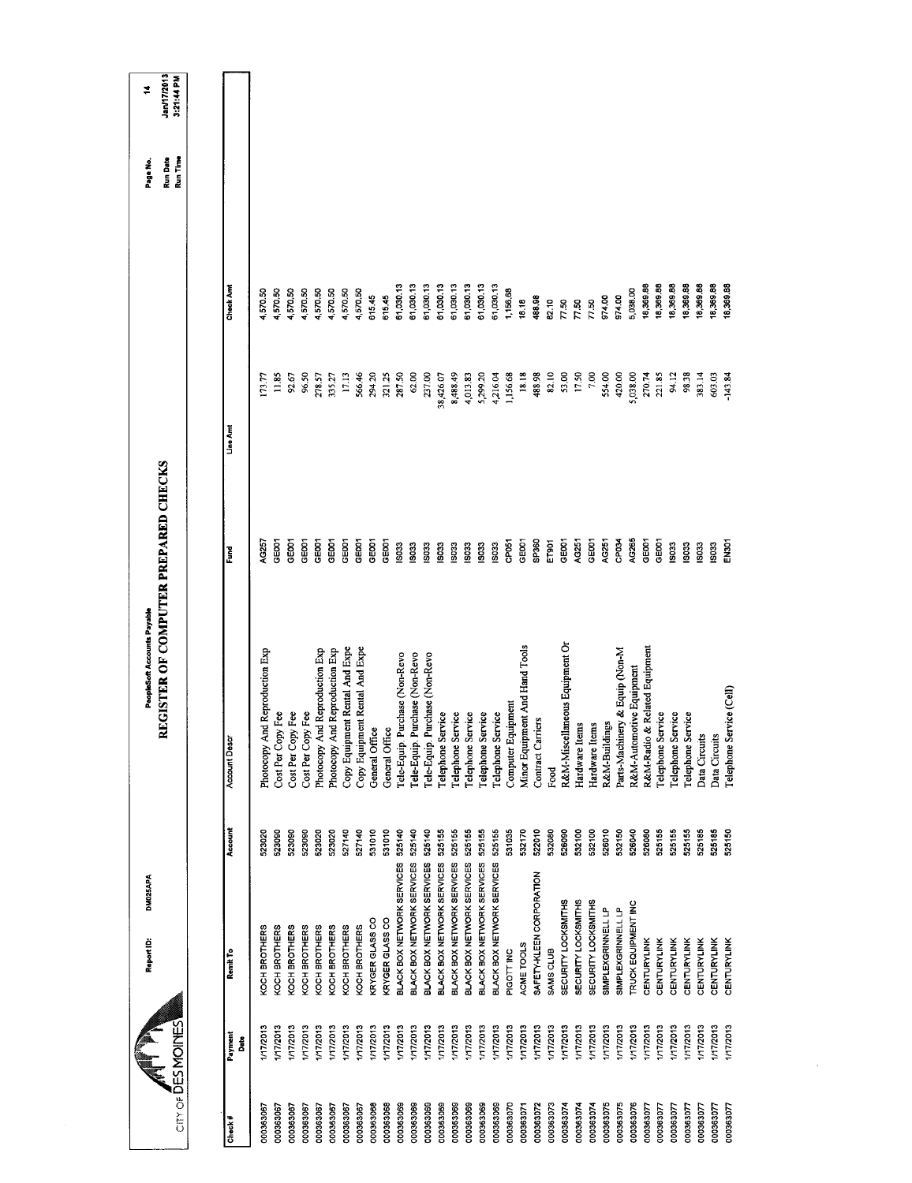CITY OF DES MOINES

Report ID: DM025APA

PeopleSoft Accounts Payable

# REGISTER OF COMPUTER PREPARED CHECKS

Run Date Jan/17/2013
Run Time 3:21:44 PM

| Check # | Payment Date | Remit To | Account | Account Descr | Fund | Line Amt | Check Amt |
|---|---|---|---|---|---|---|---|
| 000363067 | 1/17/2013 | KOCH BROTHERS | 523020 | Photocopy And Reproduction Exp | AG257 | 173.77 | 4,570.50 |
| 000363067 | 1/17/2013 | KOCH BROTHERS | 523090 | Cost Per Copy Fee | GE001 | 11.85 | 4,570.50 |
| 000363067 | 1/17/2013 | KOCH BROTHERS | 523090 | Cost Per Copy Fee | GE001 | 92.67 | 4,570.50 |
| 000363067 | 1/17/2013 | KOCH BROTHERS | 523090 | Cost Per Copy Fee | GE001 | 96.50 | 4,570.50 |
| 000363067 | 1/17/2013 | KOCH BROTHERS | 523020 | Photocopy And Reproduction Exp | GE001 | 278.57 | 4,570.50 |
| 000363067 | 1/17/2013 | KOCH BROTHERS | 523020 | Photocopy And Reproduction Exp | GE001 | 335.27 | 4,570.50 |
| 000363067 | 1/17/2013 | KOCH BROTHERS | 527140 | Copy Equipment Rental And Expe | GE001 | 17.13 | 4,570.50 |
| 000363067 | 1/17/2013 | KOCH BROTHERS | 527140 | Copy Equipment Rental And Expe | GE001 | 566.46 | 4,570.50 |
| 000363068 | 1/17/2013 | KRYGER GLASS CO | 531010 | General Office | GE001 | 294.20 | 615.45 |
| 000363068 | 1/17/2013 | KRYGER GLASS CO | 531010 | General Office | GE001 | 321.25 | 615.45 |
| 000363069 | 1/17/2013 | BLACK BOX NETWORK SERVICES | 525140 | Tele-Equip. Purchase (Non-Revo | IS033 | 287.50 | 61,030.13 |
| 000363069 | 1/17/2013 | BLACK BOX NETWORK SERVICES | 525140 | Tele-Equip. Purchase (Non-Revo | IS033 | 62.00 | 61,030.13 |
| 000363069 | 1/17/2013 | BLACK BOX NETWORK SERVICES | 525140 | Tele-Equip. Purchase (Non-Revo | IS033 | 237.00 | 61,030.13 |
| 000363069 | 1/17/2013 | BLACK BOX NETWORK SERVICES | 525155 | Telephone Service | IS033 | 38,426.07 | 61,030.13 |
| 000363069 | 1/17/2013 | BLACK BOX NETWORK SERVICES | 525155 | Telephone Service | IS033 | 8,488.49 | 61,030.13 |
| 000363069 | 1/17/2013 | BLACK BOX NETWORK SERVICES | 525155 | Telephone Service | IS033 | 4,013.83 | 61,030.13 |
| 000363069 | 1/17/2013 | BLACK BOX NETWORK SERVICES | 525155 | Telephone Service | IS033 | 5,299.20 | 61,030.13 |
| 000363069 | 1/17/2013 | BLACK BOX NETWORK SERVICES | 525155 | Telephone Service | IS033 | 4,216.04 | 61,030.13 |
| 000363070 | 1/17/2013 | PIGOTT INC | 531035 | Computer Equipment | CP051 | 1,156.68 | 1,156.68 |
| 000363071 | 1/17/2013 | ACME TOOLS | 532170 | Minor Equipment And Hand Tools | GE001 | 18.18 | 18.18 |
| 000363072 | 1/17/2013 | SAFETY-KLEEN CORPORATION | 522010 | Contract Carriers | SP360 | 488.98 | 488.98 |
| 000363073 | 1/17/2013 | SAMS CLUB | 532080 | Food | ET901 | 82.10 | 82.10 |
| 000363074 | 1/17/2013 | SECURITY LOCKSMITHS | 526090 | R&M-Miscellaneous Equipment Or | GE001 | 53.00 | 77.50 |
| 000363074 | 1/17/2013 | SECURITY LOCKSMITHS | 532100 | Hardware Items | AG251 | 17.50 | 77.50 |
| 000363074 | 1/17/2013 | SECURITY LOCKSMITHS | 532100 | Hardware Items | GE001 | 7.00 | 77.50 |
| 000363075 | 1/17/2013 | SIMPLEXGRINNELL LP | 526010 | R&M-Buildings | AG251 | 554.00 | 974.00 |
| 000363075 | 1/17/2013 | SIMPLEXGRINNELL LP | 532150 | Parts-Machinery & Equip (Non-M | CP034 | 420.00 | 974.00 |
| 000363076 | 1/17/2013 | TRUCK EQUIPMENT INC | 526040 | R&M-Automotive Equipment | AG265 | 5,038.00 | 5,038.00 |
| 000363077 | 1/17/2013 | CENTURYLINK | 526080 | R&M-Radio & Related Equipment | GE001 | 270.74 | 18,369.88 |
| 000363077 | 1/17/2013 | CENTURYLINK | 525155 | Telephone Service | GE001 | 221.85 | 18,369.88 |
| 000363077 | 1/17/2013 | CENTURYLINK | 525155 | Telephone Service | IS033 | 94.12 | 18,369.88 |
| 000363077 | 1/17/2013 | CENTURYLINK | 525155 | Telephone Service | IS033 | 98.38 | 18,369.88 |
| 000363077 | 1/17/2013 | CENTURYLINK | 525185 | Data Circuits | IS033 | 383.14 | 18,369.88 |
| 000363077 | 1/17/2013 | CENTURYLINK | 525185 | Data Circuits | IS033 | 603.03 | 18,369.88 |
| 000363077 | 1/17/2013 | CENTURYLINK | 525150 | Telephone Service (Cell) | EN301 | -143.84 | 18,369.88 |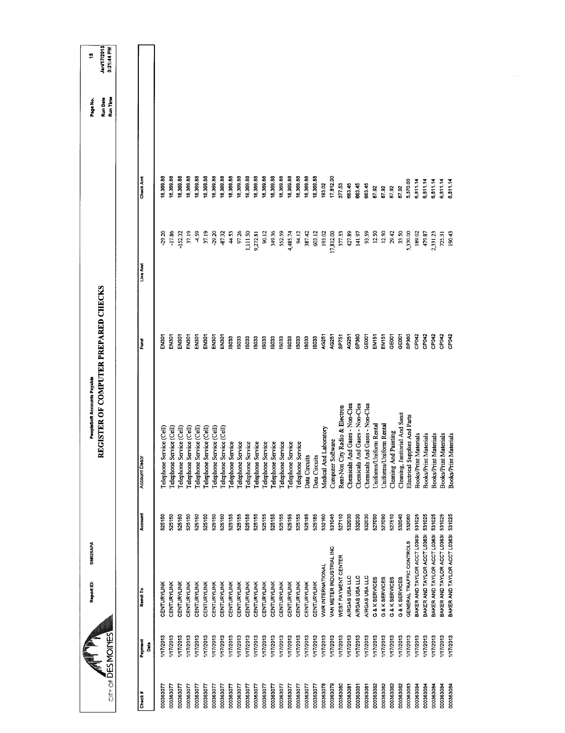# REGISTER OF COMPUTER PREPARED CHECKS

PeopleSoft Accounts Payable

Report ID: DM025APA

CITY OF DES MOINES

Page No. 15
Run Date Jan/17/2013
Run Time 3:21:44 PM

| Check # | Payment Date | Remit To | Account | Account Descr | Fund | Line Amt | Check Amt |
|---|---|---|---|---|---|---|---|
| 000363077 | 1/17/2013 | CENTURYLINK | 525150 | Telephone Service (Cell) | EN301 | -29.20 | 18,369.88 |
| 000363077 | 1/17/2013 | CENTURYLINK | 525150 | Telephone Service (Cell) | EN301 | -17.86 | 18,369.88 |
| 000363077 | 1/17/2013 | CENTURYLINK | 525150 | Telephone Service (Cell) | EN301 | -152.32 | 18,369.88 |
| 000363077 | 1/17/2013 | CENTURYLINK | 525150 | Telephone Service (Cell) | EN301 | 37.19 | 18,369.88 |
| 000363077 | 1/17/2013 | CENTURYLINK | 525150 | Telephone Service (Cell) | EN301 | -4.59 | 18,369.88 |
| 000363077 | 1/17/2013 | CENTURYLINK | 525150 | Telephone Service (Cell) | EN301 | 37.19 | 18,369.88 |
| 000363077 | 1/17/2013 | CENTURYLINK | 525150 | Telephone Service (Cell) | EN301 | -29.20 | 18,369.88 |
| 000363077 | 1/17/2013 | CENTURYLINK | 525150 | Telephone Service (Cell) | EN301 | -87.32 | 18,369.88 |
| 000363077 | 1/17/2013 | CENTURYLINK | 525155 | Telephone Service | IS033 | 44.53 | 18,369.88 |
| 000363077 | 1/17/2013 | CENTURYLINK | 525155 | Telephone Service | IS033 | 97.26 | 18,369.88 |
| 000363077 | 1/17/2013 | CENTURYLINK | 525155 | Telephone Service | IS033 | 1,111.50 | 18,369.88 |
| 000363077 | 1/17/2013 | CENTURYLINK | 525155 | Telephone Service | IS033 | 9,272.81 | 18,369.88 |
| 000363077 | 1/17/2013 | CENTURYLINK | 525155 | Telephone Service | IS033 | 90.12 | 18,369.88 |
| 000363077 | 1/17/2013 | CENTURYLINK | 525155 | Telephone Service | IS033 | 349.36 | 18,369.88 |
| 000363077 | 1/17/2013 | CENTURYLINK | 525155 | Telephone Service | IS033 | 552.59 | 18,369.88 |
| 000363077 | 1/17/2013 | CENTURYLINK | 525155 | Telephone Service | IS033 | 4,485.74 | 18,369.88 |
| 000363077 | 1/17/2013 | CENTURYLINK | 525155 | Telephone Service | IS033 | 94.12 | 18,369.88 |
| 000363077 | 1/17/2013 | CENTURYLINK | 525185 | Data Circuits | IS033 | 387.42 | 18,369.88 |
| 000363077 | 1/17/2013 | CENTURYLINK | 525185 | Data Circuits | IS033 | 603.12 | 18,369.88 |
| 000363078 | 1/17/2013 | VWR INTERNATIONAL | 532160 | Medical And Laboratory | AG251 | 193.02 | 193.02 |
| 000363079 | 1/17/2013 | VAN METER INDUSTRIAL INC | 531045 | Computer Software | AG251 | 17,812.00 | 17,812.00 |
| 000363080 | 1/17/2013 | WEST PAYMENT CENTER | 527110 | Rent-Non City Radio & Electron | SP751 | 377.53 | 377.53 |
| 000363081 | 1/17/2013 | AIRGAS USA LLC | 532030 | Chemicals And Gases - Non-Clea | AG251 | 427.89 | 663.45 |
| 000363081 | 1/17/2013 | AIRGAS USA LLC | 532030 | Chemicals And Gases - Non-Clea | SP360 | 141.97 | 663.45 |
| 000363081 | 1/17/2013 | AIRGAS USA LLC | 532030 | Chemicals And Gases - Non-Clea | GE001 | 93.59 | 663.45 |
| 000363082 | 1/17/2013 | G & K SERVICES | 527090 | Uniforms/Uniform Rental | EN151 | 12.50 | 87.92 |
| 000363082 | 1/17/2013 | G & K SERVICES | 527090 | Uniforms/Uniform Rental | EN151 | 12.50 | 87.92 |
| 000363082 | 1/17/2013 | G & K SERVICES | 527510 | Cleaning And Painting | GE001 | 29.42 | 87.92 |
| 000363082 | 1/17/2013 | G & K SERVICES | 532040 | Cleaning, Janitorial And Sanit | GE001 | 33.50 | 87.92 |
| 000363083 | 1/17/2013 | GENERAL TRAFFIC CONTROLS | 532060 | Electrical Supplies And Parts | SP360 | 5,370.00 | 5,370.00 |
| 000363084 | 1/17/2013 | BAKER AND TAYLOR ACCT L0363I | 531025 | Books/Print Materials | CP042 | 189.02 | 6,811.14 |
| 000363084 | 1/17/2013 | BAKER AND TAYLOR ACCT L0363I | 531025 | Books/Print Materials | CP042 | 479.87 | 6,811.14 |
| 000363084 | 1/17/2013 | BAKER AND TAYLOR ACCT L0363I | 531025 | Books/Print Materials | CP042 | 2,331.23 | 6,811.14 |
| 000363084 | 1/17/2013 | BAKER AND TAYLOR ACCT L0363I | 531025 | Books/Print Materials | CP042 | 725.31 | 6,811.14 |
| 000363084 | 1/17/2013 | BAKER AND TAYLOR ACCT L0363I | 531025 | Books/Print Materials | CP042 | 190.43 | 6,811.14 |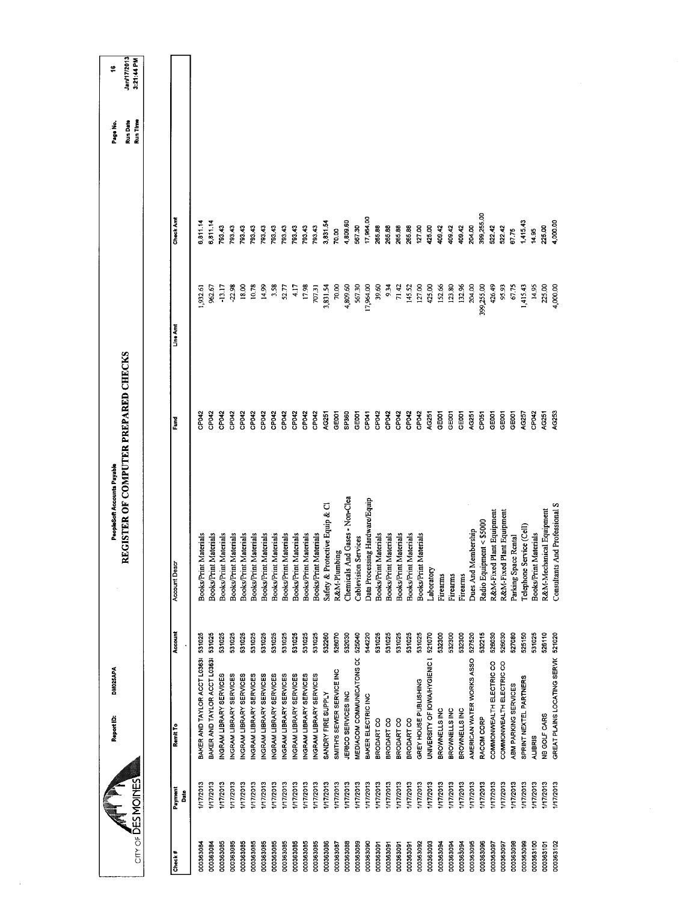# REGISTER OF COMPUTER PREPARED CHECKS

PeopleSoft Accounts Payable

Report ID: DM025APA

Page No. 16
Run Date Jan/17/2013
Run Time 3:21:44 PM

| Check # | Payment Date | Remit To | Account | Account Descr | Fund | Line Amt | Check Amt |
|---|---|---|---|---|---|---|---|
| 000363084 | 1/17/2013 | BAKER AND TAYLOR ACCT L0363I | 531025 | Books/Print Materials | CP042 | 1,932.61 | 6,811.14 |
| 000363084 | 1/17/2013 | BAKER AND TAYLOR ACCT L0363I | 531025 | Books/Print Materials | CP042 | 962.67 | 6,811.14 |
| 000363085 | 1/17/2013 | INGRAM LIBRARY SERVICES | 531025 | Books/Print Materials | CP042 | -13.17 | 793.43 |
| 000363085 | 1/17/2013 | INGRAM LIBRARY SERVICES | 531025 | Books/Print Materials | CP042 | -22.98 | 793.43 |
| 000363085 | 1/17/2013 | INGRAM LIBRARY SERVICES | 531025 | Books/Print Materials | CP042 | 18.00 | 793.43 |
| 000363085 | 1/17/2013 | INGRAM LIBRARY SERVICES | 531025 | Books/Print Materials | CP042 | 10.78 | 793.43 |
| 000363085 | 1/17/2013 | INGRAM LIBRARY SERVICES | 531025 | Books/Print Materials | CP042 | 14.99 | 793.43 |
| 000363085 | 1/17/2013 | INGRAM LIBRARY SERVICES | 531025 | Books/Print Materials | CP042 | 3.58 | 793.43 |
| 000363085 | 1/17/2013 | INGRAM LIBRARY SERVICES | 531025 | Books/Print Materials | CP042 | 52.77 | 793.43 |
| 000363085 | 1/17/2013 | INGRAM LIBRARY SERVICES | 531025 | Books/Print Materials | CP042 | 4.17 | 793.43 |
| 000363085 | 1/17/2013 | INGRAM LIBRARY SERVICES | 531025 | Books/Print Materials | CP042 | 17.98 | 793.43 |
| 000363085 | 1/17/2013 | INGRAM LIBRARY SERVICES | 531025 | Books/Print Materials | CP042 | 707.31 | 793.43 |
| 000363086 | 1/17/2013 | SANDRY FIRE SUPPLY | 532260 | Safety & Protective Equip & Cl | AG251 | 3,831.54 | 3,831.54 |
| 000363087 | 1/17/2013 | SMITH'S SEWER SERVICE INC | 526070 | R&M-Plumbing | GE001 | 70.00 | 70.00 |
| 000363088 | 1/17/2013 | JERICO SERVICES INC | 532030 | Chemicals And Gases - Non-Clea | SP360 | 4,809.60 | 4,809.60 |
| 000363089 | 1/17/2013 | MEDIACOM COMMUNICATONS CC | 525040 | Cablevision Services | GE001 | 567.30 | 567.30 |
| 000363090 | 1/17/2013 | BAKER ELECTRIC INC | 544220 | Data Processing Hardware/Equip | CP041 | 17,964.00 | 17,964.00 |
| 000363091 | 1/17/2013 | BRODART CO | 531025 | Books/Print Materials | CP042 | 39.60 | 265.88 |
| 000363091 | 1/17/2013 | BRODART CO | 531025 | Books/Print Materials | CP042 | 9.34 | 265.88 |
| 000363091 | 1/17/2013 | BRODART CO | 531025 | Books/Print Materials | CP042 | 71.42 | 265.88 |
| 000363091 | 1/17/2013 | BRODART CO | 531025 | Books/Print Materials | CP042 | 145.52 | 265.88 |
| 000363092 | 1/17/2013 | GREY HOUSE PUBLISHING | 531025 | Books/Print Materials | CP042 | 127.00 | 127.00 |
| 000363093 | 1/17/2013 | UNIVERSITY OF IOWA/HYGIENIC I | 521070 | Laboratory | AG251 | 425.00 | 425.00 |
| 000363094 | 1/17/2013 | BROWNELLS INC | 532300 | Firearms | GE001 | 152.66 | 409.42 |
| 000363094 | 1/17/2013 | BROWNELLS INC | 532300 | Firearms | GE001 | 123.80 | 409.42 |
| 000363094 | 1/17/2013 | BROWNELLS INC | 532300 | Firearms | GE001 | 132.96 | 409.42 |
| 000363095 | 1/17/2013 | AMERICAN WATER WORKS ASSO | 527520 | Dues And Membership | AG251 | 204.00 | 204.00 |
| 000363096 | 1/17/2013 | RACOM CORP | 532215 | Radio Equipment < $5000 | CP051 | 399,255.00 | 399,255.00 |
| 000363097 | 1/17/2013 | COMMONWEALTH ELECTRIC CO | 526030 | R&M-Fixed Plant Equipment | GE001 | 426.49 | 522.42 |
| 000363097 | 1/17/2013 | COMMONWEALTH ELECTRIC CO | 526030 | R&M-Fixed Plant Equipment | GE001 | 95.93 | 522.42 |
| 000363098 | 1/17/2013 | ABM PARKING SERVICES | 527080 | Parking Space Rental | GE001 | 67.75 | 67.75 |
| 000363099 | 1/17/2013 | SPRINT NEXTEL PARTNERS | 525150 | Telephone Service (Cell) | AG257 | 1,415.43 | 1,415.43 |
| 000363100 | 1/17/2013 | ALIBRIS | 531025 | Books/Print Materials | CP042 | 14.95 | 14.95 |
| 000363101 | 1/17/2013 | NB GOLF CARS | 526110 | R&M-Mechanical Equipment | AG251 | 225.00 | 225.00 |
| 000363102 | 1/17/2013 | GREAT PLAINS LOCATING SERVIC | 521020 | Consultants And Professional S | AG253 | 4,000.00 | 4,000.00 |